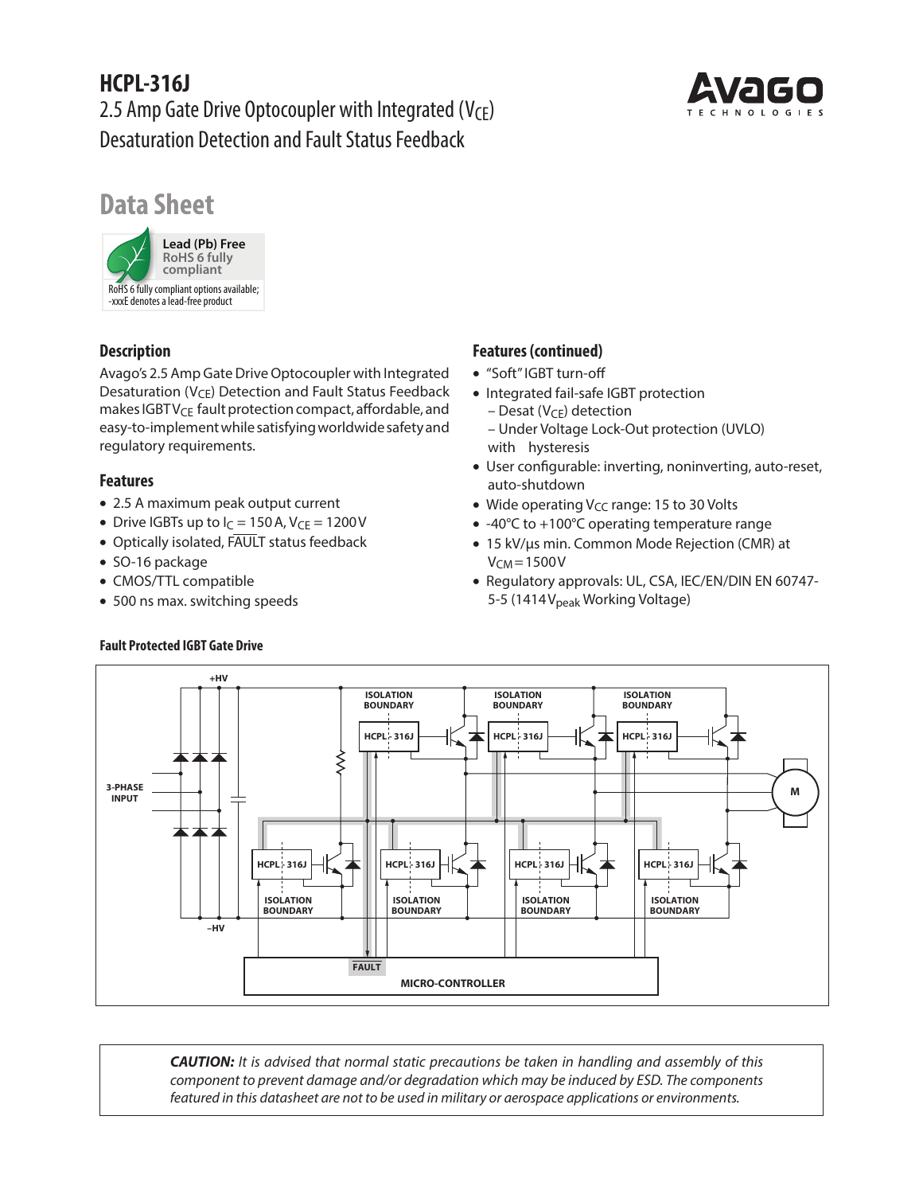# HCPL-316J

## 2.5 Amp Gate Drive Optocoupler with Integrated ($V_{CE}$) Desaturation Detection and Fault Status Feedback

# Data Sheet

**Lead (Pb) Free**
**RoHS 6 fully compliant**

RoHS 6 fully compliant options available; -xxxE denotes a lead-free product

## Description

Avago's 2.5 Amp Gate Drive Optocoupler with Integrated Desaturation ($V_{CE}$) Detection and Fault Status Feedback makes IGBT $V_{CE}$ fault protection compact, affordable, and easy-to-implement while satisfying worldwide safety and regulatory requirements.

## Features

- 2.5 A maximum peak output current
- Drive IGBTs up to $I_C$ = 150 A, $V_{CE}$ = 1200 V
- Optically isolated, $\overline{\text{FAULT}}$ status feedback
- SO-16 package
- CMOS/TTL compatible
- 500 ns max. switching speeds

## Features (continued)

- "Soft" IGBT turn-off
- Integrated fail-safe IGBT protection
  - Desat ($V_{CE}$) detection
  - Under Voltage Lock-Out protection (UVLO) with hysteresis
- User configurable: inverting, noninverting, auto-reset, auto-shutdown
- Wide operating $V_{CC}$ range: 15 to 30 Volts
- -40°C to +100°C operating temperature range
- 15 kV/µs min. Common Mode Rejection (CMR) at $V_{CM}$ = 1500 V
- Regulatory approvals: UL, CSA, IEC/EN/DIN EN 60747-5-5 (1414 $V_{peak}$ Working Voltage)

### Fault Protected IGBT Gate Drive

+HV
3-PHASE INPUT
–HV
ISOLATION BOUNDARY
HCPL-316J
M
FAULT
MICRO-CONTROLLER

*CAUTION: It is advised that normal static precautions be taken in handling and assembly of this component to prevent damage and/or degradation which may be induced by ESD. The components featured in this datasheet are not to be used in military or aerospace applications or environments.*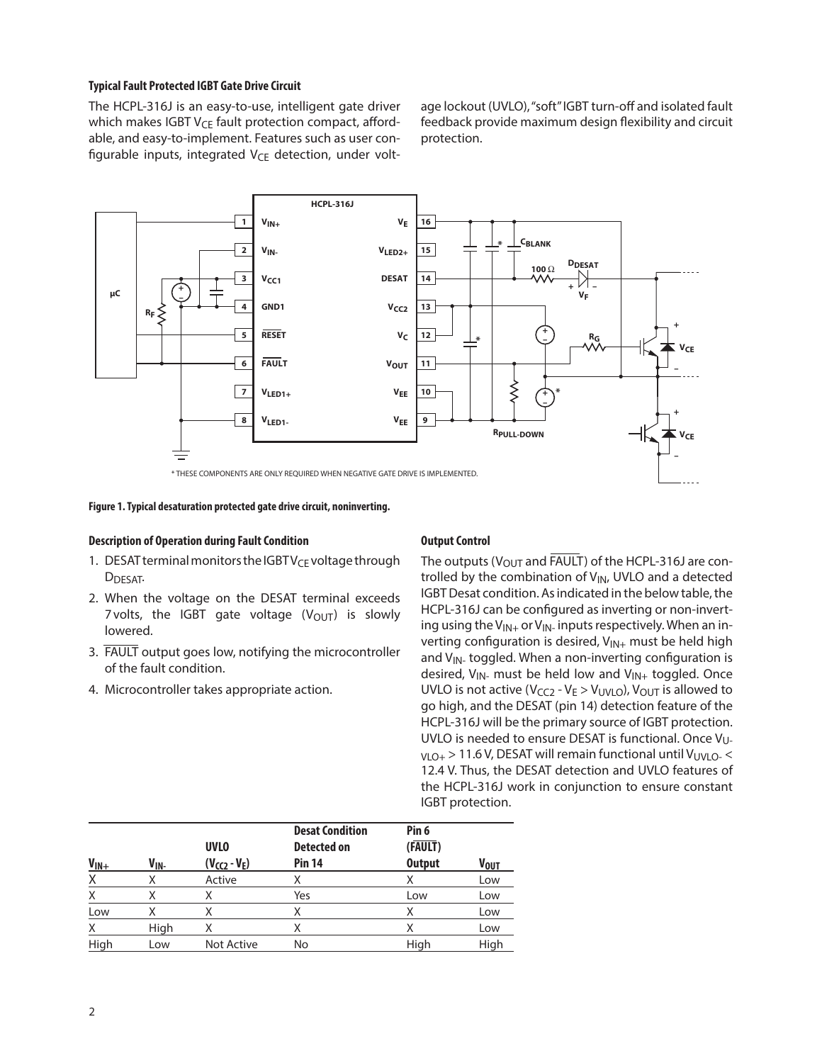#### Typical Fault Protected IGBT Gate Drive Circuit

The HCPL-316J is an easy-to-use, intelligent gate driver which makes IGBT $V_{CE}$ fault protection compact, affordable, and easy-to-implement. Features such as user configurable inputs, integrated $V_{CE}$ detection, under voltage lockout (UVLO), "soft" IGBT turn-off and isolated fault feedback provide maximum design flexibility and circuit protection.

HCPL-316J

1 $V_{IN+}$
2 $V_{IN-}$
3 $V_{CC1}$
4 GND1
5 $\overline{RESET}$
6 $\overline{FAULT}$
7 $V_{LED1+}$
8 $V_{LED1-}$
16 $V_E$
15 $V_{LED2+}$
14 DESAT
13 $V_{CC2}$
12 $V_C$
11 $V_{OUT}$
10 $V_{EE}$
9 $V_{EE}$

µC
$R_F$
$C_{BLANK}$
$D_{DESAT}$
100 Ω
$V_F$
$R_G$
$V_{CE}$
$V_{CE}$
$R_{PULL-DOWN}$

\* THESE COMPONENTS ARE ONLY REQUIRED WHEN NEGATIVE GATE DRIVE IS IMPLEMENTED.

**Figure 1. Typical desaturation protected gate drive circuit, noninverting.**

#### Description of Operation during Fault Condition

1. DESAT terminal monitors the IGBT $V_{CE}$ voltage through $D_{DESAT}$.
2. When the voltage on the DESAT terminal exceeds 7 volts, the IGBT gate voltage ($V_{OUT}$) is slowly lowered.
3. $\overline{FAULT}$ output goes low, notifying the microcontroller of the fault condition.
4. Microcontroller takes appropriate action.

#### Output Control

The outputs ($V_{OUT}$ and $\overline{FAULT}$) of the HCPL-316J are controlled by the combination of $V_{IN}$, UVLO and a detected IGBT Desat condition. As indicated in the below table, the HCPL-316J can be configured as inverting or non-inverting using the $V_{IN+}$ or $V_{IN-}$ inputs respectively. When an inverting configuration is desired, $V_{IN+}$ must be held high and $V_{IN-}$ toggled. When a non-inverting configuration is desired, $V_{IN-}$ must be held low and $V_{IN+}$ toggled. Once UVLO is not active ($V_{CC2} - V_E > V_{UVLO}$), $V_{OUT}$ is allowed to go high, and the DESAT (pin 14) detection feature of the HCPL-316J will be the primary source of IGBT protection. UVLO is needed to ensure DESAT is functional. Once $V_{UVLO+} > 11.6$ V, DESAT will remain functional until $V_{UVLO-} < 12.4$ V. Thus, the DESAT detection and UVLO features of the HCPL-316J work in conjunction to ensure constant IGBT protection.

| $V_{IN+}$ | $V_{IN-}$ | UVLO ($V_{CC2} - V_E$) | Desat Condition Detected on Pin 14 | Pin 6 ($\overline{FAULT}$) Output | $V_{OUT}$ |
|---|---|---|---|---|---|
| X | X | Active | X | X | Low |
| X | X | X | Yes | Low | Low |
| Low | X | X | X | X | Low |
| X | High | X | X | X | Low |
| High | Low | Not Active | No | High | High |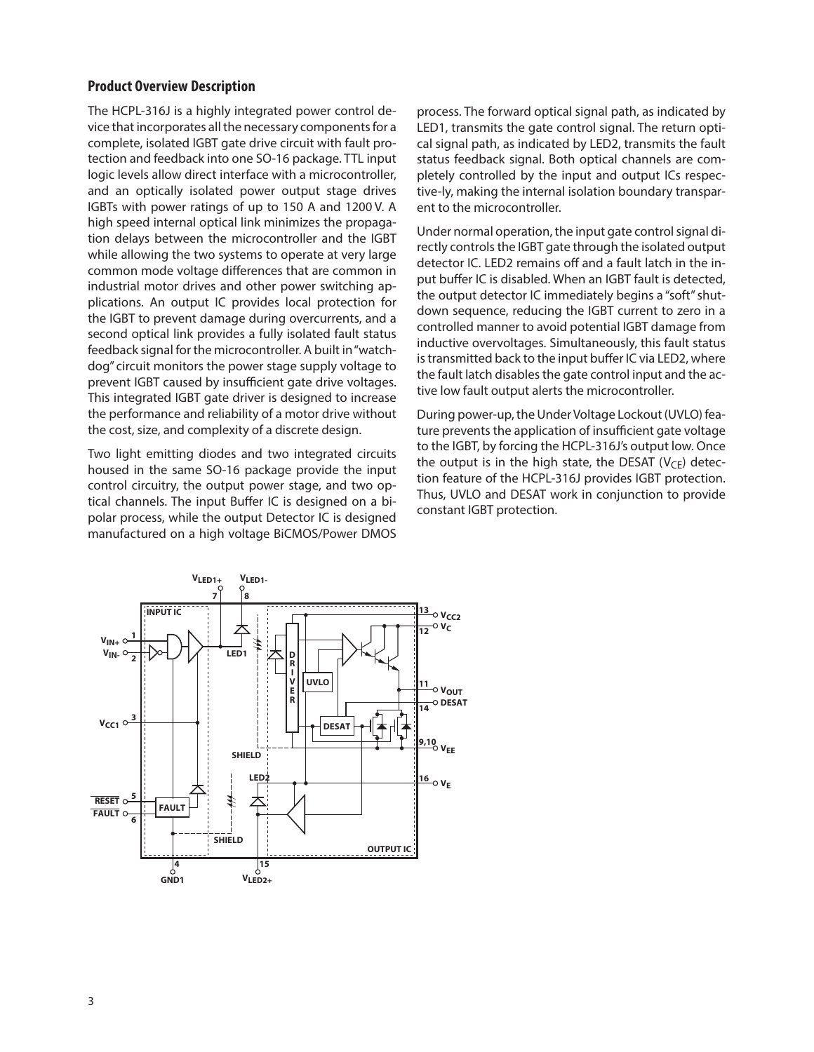## Product Overview Description

The HCPL-316J is a highly integrated power control device that incorporates all the necessary components for a complete, isolated IGBT gate drive circuit with fault protection and feedback into one SO-16 package. TTL input logic levels allow direct interface with a microcontroller, and an optically isolated power output stage drives IGBTs with power ratings of up to 150 A and 1200 V. A high speed internal optical link minimizes the propagation delays between the microcontroller and the IGBT while allowing the two systems to operate at very large common mode voltage differences that are common in industrial motor drives and other power switching applications. An output IC provides local protection for the IGBT to prevent damage during overcurrents, and a second optical link provides a fully isolated fault status feedback signal for the microcontroller. A built in "watchdog" circuit monitors the power stage supply voltage to prevent IGBT caused by insufficient gate drive voltages. This integrated IGBT gate driver is designed to increase the performance and reliability of a motor drive without the cost, size, and complexity of a discrete design.

Two light emitting diodes and two integrated circuits housed in the same SO-16 package provide the input control circuitry, the output power stage, and two optical channels. The input Buffer IC is designed on a bipolar process, while the output Detector IC is designed manufactured on a high voltage BiCMOS/Power DMOS process. The forward optical signal path, as indicated by LED1, transmits the gate control signal. The return optical signal path, as indicated by LED2, transmits the fault status feedback signal. Both optical channels are completely controlled by the input and output ICs respective-ly, making the internal isolation boundary transparent to the microcontroller.

Under normal operation, the input gate control signal directly controls the IGBT gate through the isolated output detector IC. LED2 remains off and a fault latch in the input buffer IC is disabled. When an IGBT fault is detected, the output detector IC immediately begins a "soft" shutdown sequence, reducing the IGBT current to zero in a controlled manner to avoid potential IGBT damage from inductive overvoltages. Simultaneously, this fault status is transmitted back to the input buffer IC via LED2, where the fault latch disables the gate control input and the active low fault output alerts the microcontroller.

During power-up, the Under Voltage Lockout (UVLO) feature prevents the application of insufficient gate voltage to the IGBT, by forcing the HCPL-316J's output low. Once the output is in the high state, the DESAT ($V_{CE}$) detection feature of the HCPL-316J provides IGBT protection. Thus, UVLO and DESAT work in conjunction to provide constant IGBT protection.

$V_{LED1+}$
$V_{LED1-}$
7
8
INPUT IC
$V_{IN+}$ 1
$V_{IN-}$ 2
$V_{CC1}$ 3
LED1
D R I V E R
UVLO
DESAT
SHIELD
LED2
$\overline{RESET}$ 5
$\overline{FAULT}$ 6
FAULT
SHIELD
OUTPUT IC
4 GND1
15 $V_{LED2+}$
13 $V_{CC2}$
12 $V_C$
11 $V_{OUT}$
14 DESAT
9,10 $V_{EE}$
16 $V_E$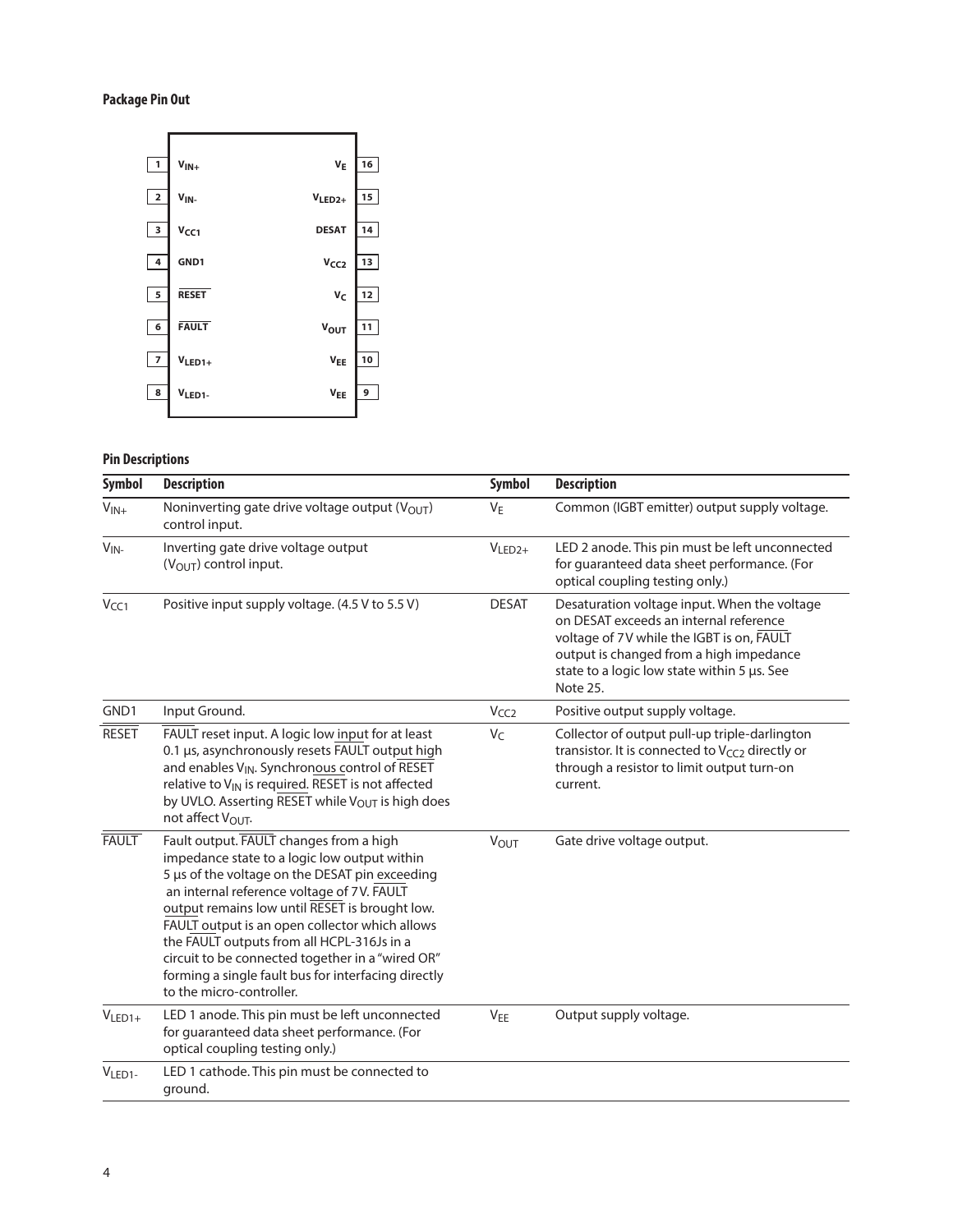## Package Pin Out

| Pin | Left Side | Right Side | Pin |
|---|---|---|---|
| 1 | $V_{IN+}$ | $V_E$ | 16 |
| 2 | $V_{IN-}$ | $V_{LED2+}$ | 15 |
| 3 | $V_{CC1}$ | DESAT | 14 |
| 4 | GND1 | $V_{CC2}$ | 13 |
| 5 | $\overline{\text{RESET}}$ | $V_C$ | 12 |
| 6 | $\overline{\text{FAULT}}$ | $V_{OUT}$ | 11 |
| 7 | $V_{LED1+}$ | $V_{EE}$ | 10 |
| 8 | $V_{LED1-}$ | $V_{EE}$ | 9 |

## Pin Descriptions

| Symbol | Description | Symbol | Description |
|---|---|---|---|
| $V_{IN+}$ | Noninverting gate drive voltage output ($V_{OUT}$) control input. | $V_E$ | Common (IGBT emitter) output supply voltage. |
| $V_{IN-}$ | Inverting gate drive voltage output ($V_{OUT}$) control input. | $V_{LED2+}$ | LED 2 anode. This pin must be left unconnected for guaranteed data sheet performance. (For optical coupling testing only.) |
| $V_{CC1}$ | Positive input supply voltage. (4.5 V to 5.5 V) | DESAT | Desaturation voltage input. When the voltage on DESAT exceeds an internal reference voltage of 7V while the IGBT is on, $\overline{\text{FAULT}}$ output is changed from a high impedance state to a logic low state within 5 µs. See Note 25. |
| GND1 | Input Ground. | $V_{CC2}$ | Positive output supply voltage. |
| $\overline{\text{RESET}}$ | $\overline{\text{FAULT}}$ reset input. A logic low input for at least 0.1 µs, asynchronously resets $\overline{\text{FAULT}}$ output high and enables $V_{IN}$. Synchronous control of $\overline{\text{RESET}}$ relative to $V_{IN}$ is required. $\overline{\text{RESET}}$ is not affected by UVLO. Asserting $\overline{\text{RESET}}$ while $V_{OUT}$ is high does not affect $V_{OUT}$. | $V_C$ | Collector of output pull-up triple-darlington transistor. It is connected to $V_{CC2}$ directly or through a resistor to limit output turn-on current. |
| $\overline{\text{FAULT}}$ | Fault output. $\overline{\text{FAULT}}$ changes from a high impedance state to a logic low output within 5 µs of the voltage on the DESAT pin exceeding an internal reference voltage of 7V. $\overline{\text{FAULT}}$ output remains low until $\overline{\text{RESET}}$ is brought low. $\overline{\text{FAULT}}$ output is an open collector which allows the $\overline{\text{FAULT}}$ outputs from all HCPL-316Js in a circuit to be connected together in a "wired OR" forming a single fault bus for interfacing directly to the micro-controller. | $V_{OUT}$ | Gate drive voltage output. |
| $V_{LED1+}$ | LED 1 anode. This pin must be left unconnected for guaranteed data sheet performance. (For optical coupling testing only.) | $V_{EE}$ | Output supply voltage. |
| $V_{LED1-}$ | LED 1 cathode. This pin must be connected to ground. | | |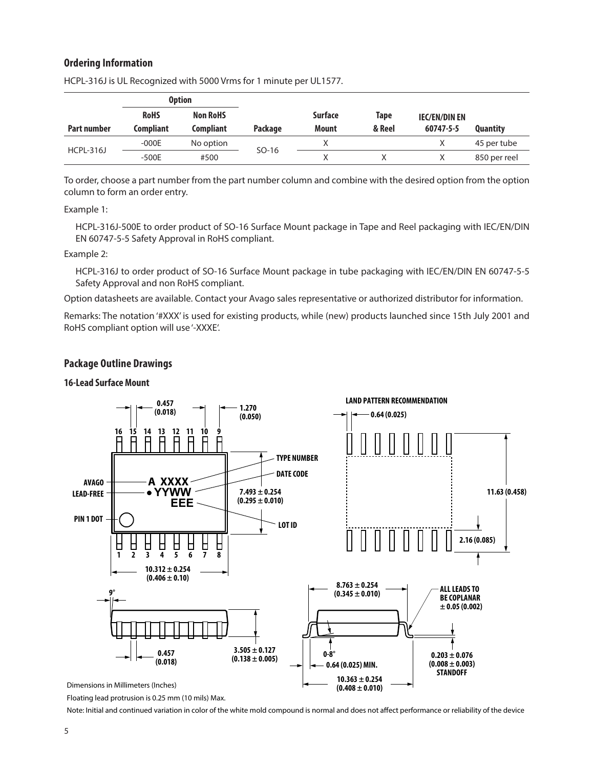## Ordering Information

HCPL-316J is UL Recognized with 5000 Vrms for 1 minute per UL1577.

| Part number | Option RoHS Compliant | Option Non RoHS Compliant | Package | Surface Mount | Tape & Reel | IEC/EN/DIN EN 60747-5-5 | Quantity |
|---|---|---|---|---|---|---|---|
| HCPL-316J | -000E | No option | SO-16 | X | | X | 45 per tube |
| | -500E | #500 | | X | X | X | 850 per reel |

To order, choose a part number from the part number column and combine with the desired option from the option column to form an order entry.

Example 1:

HCPL-316J-500E to order product of SO-16 Surface Mount package in Tape and Reel packaging with IEC/EN/DIN EN 60747-5-5 Safety Approval in RoHS compliant.

Example 2:

HCPL-316J to order product of SO-16 Surface Mount package in tube packaging with IEC/EN/DIN EN 60747-5-5 Safety Approval and non RoHS compliant.

Option datasheets are available. Contact your Avago sales representative or authorized distributor for information.

Remarks: The notation '#XXX' is used for existing products, while (new) products launched since 15th July 2001 and RoHS compliant option will use '-XXXE'.

## Package Outline Drawings

### 16-Lead Surface Mount

0.457 (0.018)
1.270 (0.050)
16 15 14 13 12 11 10 9
TYPE NUMBER
DATE CODE
AVAGO
LEAD-FREE
A XXXX
YYWW
EEE
7.493 ± 0.254 (0.295 ± 0.010)
PIN 1 DOT
LOT ID
1 2 3 4 5 6 7 8
10.312 ± 0.254 (0.406 ± 0.10)

LAND PATTERN RECOMMENDATION
0.64 (0.025)
11.63 (0.458)
2.16 (0.085)

9°
0.457 (0.018)
3.505 ± 0.127 (0.138 ± 0.005)
8.763 ± 0.254 (0.345 ± 0.010)
ALL LEADS TO BE COPLANAR ± 0.05 (0.002)
0-8°
0.64 (0.025) MIN.
0.203 ± 0.076 (0.008 ± 0.003) STANDOFF
10.363 ± 0.254 (0.408 ± 0.010)

Dimensions in Millimeters (Inches)

Floating lead protrusion is 0.25 mm (10 mils) Max.

Note: Initial and continued variation in color of the white mold compound is normal and does not affect performance or reliability of the device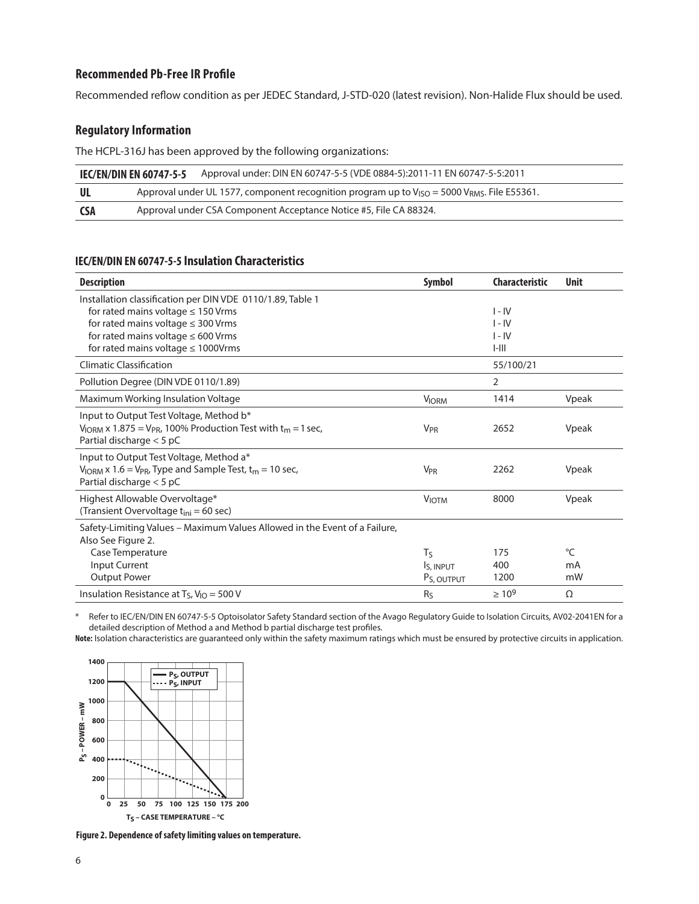### Recommended Pb-Free IR Profile

Recommended reflow condition as per JEDEC Standard, J-STD-020 (latest revision). Non-Halide Flux should be used.

### Regulatory Information

The HCPL-316J has been approved by the following organizations:

| | |
|---|---|
| **IEC/EN/DIN EN 60747-5-5** | Approval under: DIN EN 60747-5-5 (VDE 0884-5):2011-11 EN 60747-5-5:2011 |
| **UL** | Approval under UL 1577, component recognition program up to $V_{ISO}$ = 5000 $V_{RMS}$. File E55361. |
| **CSA** | Approval under CSA Component Acceptance Notice #5, File CA 88324. |

### IEC/EN/DIN EN 60747-5-5 Insulation Characteristics

| Description | Symbol | Characteristic | Unit |
|---|---|---|---|
| Installation classification per DIN VDE 0110/1.89, Table 1<br>for rated mains voltage ≤ 150 Vrms<br>for rated mains voltage ≤ 300 Vrms<br>for rated mains voltage ≤ 600 Vrms<br>for rated mains voltage ≤ 1000Vrms | | <br>I - IV<br>I - IV<br>I - IV<br>I-III | |
| Climatic Classification | | 55/100/21 | |
| Pollution Degree (DIN VDE 0110/1.89) | | 2 | |
| Maximum Working Insulation Voltage | $V_{IORM}$ | 1414 | Vpeak |
| Input to Output Test Voltage, Method b*<br>$V_{IORM}$ x 1.875 = $V_{PR}$, 100% Production Test with $t_m$ = 1 sec,<br>Partial discharge < 5 pC | $V_{PR}$ | 2652 | Vpeak |
| Input to Output Test Voltage, Method a*<br>$V_{IORM}$ x 1.6 = $V_{PR}$, Type and Sample Test, $t_m$ = 10 sec,<br>Partial discharge < 5 pC | $V_{PR}$ | 2262 | Vpeak |
| Highest Allowable Overvoltage*<br>(Transient Overvoltage $t_{ini}$ = 60 sec) | $V_{IOTM}$ | 8000 | Vpeak |
| Safety-Limiting Values – Maximum Values Allowed in the Event of a Failure, Also See Figure 2.<br>Case Temperature<br>Input Current<br>Output Power | <br><br>$T_S$<br>$I_{S, INPUT}$<br>$P_{S, OUTPUT}$ | <br><br>175<br>400<br>1200 | <br><br>°C<br>mA<br>mW |
| Insulation Resistance at $T_S$, $V_{IO}$ = 500 V | $R_S$ | ≥ $10^9$ | Ω |

\* Refer to IEC/EN/DIN EN 60747-5-5 Optoisolator Safety Standard section of the Avago Regulatory Guide to Isolation Circuits, AV02-2041EN for a detailed description of Method a and Method b partial discharge test profiles.

**Note:** Isolation characteristics are guaranteed only within the safety maximum ratings which must be ensured by protective circuits in application.

$P_S$ – POWER – mW
1400
1200
1000
800
600
400
200
0
0 25 50 75 100 125 150 175 200
$T_S$ – CASE TEMPERATURE – °C
$P_S$, OUTPUT
$P_S$, INPUT

**Figure 2. Dependence of safety limiting values on temperature.**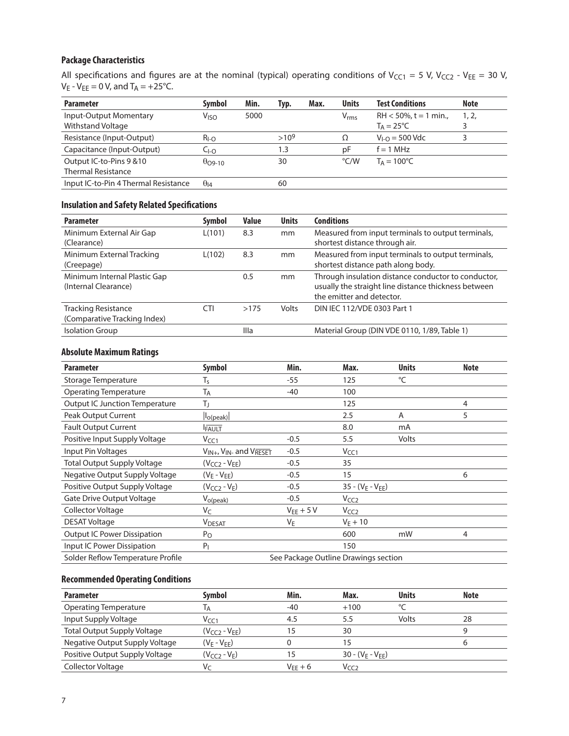### Package Characteristics

All specifications and figures are at the nominal (typical) operating conditions of $V_{CC1}$ = 5 V, $V_{CC2}$ - $V_{EE}$ = 30 V, $V_E$ - $V_{EE}$ = 0 V, and $T_A$ = +25°C.

| Parameter | Symbol | Min. | Typ. | Max. | Units | Test Conditions | Note |
|---|---|---|---|---|---|---|---|
| Input-Output Momentary Withstand Voltage | $V_{ISO}$ | 5000 | | | $V_{rms}$ | RH < 50%, t = 1 min., $T_A$ = 25°C | 1, 2, 3 |
| Resistance (Input-Output) | $R_{I-O}$ | | >$10^9$ | | Ω | $V_{I-O}$ = 500 Vdc | 3 |
| Capacitance (Input-Output) | $C_{I-O}$ | | 1.3 | | pF | f = 1 MHz | |
| Output IC-to-Pins 9 &10 Thermal Resistance | $\theta_{O9-10}$ | | 30 | | °C/W | $T_A$ = 100°C | |
| Input IC-to-Pin 4 Thermal Resistance | $\theta_{I4}$ | | 60 | | | | |

### Insulation and Safety Related Specifications

| Parameter | Symbol | Value | Units | Conditions |
|---|---|---|---|---|
| Minimum External Air Gap (Clearance) | L(101) | 8.3 | mm | Measured from input terminals to output terminals, shortest distance through air. |
| Minimum External Tracking (Creepage) | L(102) | 8.3 | mm | Measured from input terminals to output terminals, shortest distance path along body. |
| Minimum Internal Plastic Gap (Internal Clearance) | | 0.5 | mm | Through insulation distance conductor to conductor, usually the straight line distance thickness between the emitter and detector. |
| Tracking Resistance (Comparative Tracking Index) | CTI | >175 | Volts | DIN IEC 112/VDE 0303 Part 1 |
| Isolation Group | | IIIa | | Material Group (DIN VDE 0110, 1/89, Table 1) |

### Absolute Maximum Ratings

| Parameter | Symbol | Min. | Max. | Units | Note |
|---|---|---|---|---|---|
| Storage Temperature | $T_S$ | -55 | 125 | °C | |
| Operating Temperature | $T_A$ | -40 | 100 | | |
| Output IC Junction Temperature | $T_J$ | | 125 | | 4 |
| Peak Output Current | $\lvert I_{o(peak)} \rvert$ | | 2.5 | A | 5 |
| Fault Output Current | $I_{\overline{FAULT}}$ | | 8.0 | mA | |
| Positive Input Supply Voltage | $V_{CC1}$ | -0.5 | 5.5 | Volts | |
| Input Pin Voltages | $V_{IN+}$, $V_{IN-}$ and $V_{\overline{RESET}}$ | -0.5 | $V_{CC1}$ | | |
| Total Output Supply Voltage | ($V_{CC2}$ - $V_{EE}$) | -0.5 | 35 | | |
| Negative Output Supply Voltage | ($V_E$ - $V_{EE}$) | -0.5 | 15 | | 6 |
| Positive Output Supply Voltage | ($V_{CC2}$ - $V_E$) | -0.5 | 35 - ($V_E$ - $V_{EE}$) | | |
| Gate Drive Output Voltage | $V_{o(peak)}$ | -0.5 | $V_{CC2}$ | | |
| Collector Voltage | $V_C$ | $V_{EE}$ + 5 V | $V_{CC2}$ | | |
| DESAT Voltage | $V_{DESAT}$ | $V_E$ | $V_E$ + 10 | | |
| Output IC Power Dissipation | $P_O$ | | 600 | mW | 4 |
| Input IC Power Dissipation | $P_I$ | | 150 | | |
| Solder Reflow Temperature Profile | | See Package Outline Drawings section | | | |

### Recommended Operating Conditions

| Parameter | Symbol | Min. | Max. | Units | Note |
|---|---|---|---|---|---|
| Operating Temperature | $T_A$ | -40 | +100 | °C | |
| Input Supply Voltage | $V_{CC1}$ | 4.5 | 5.5 | Volts | 28 |
| Total Output Supply Voltage | ($V_{CC2}$ - $V_{EE}$) | 15 | 30 | | 9 |
| Negative Output Supply Voltage | ($V_E$ - $V_{EE}$) | 0 | 15 | | 6 |
| Positive Output Supply Voltage | ($V_{CC2}$ - $V_E$) | 15 | 30 - ($V_E$ - $V_{EE}$) | | |
| Collector Voltage | $V_C$ | $V_{EE}$ + 6 | $V_{CC2}$ | | |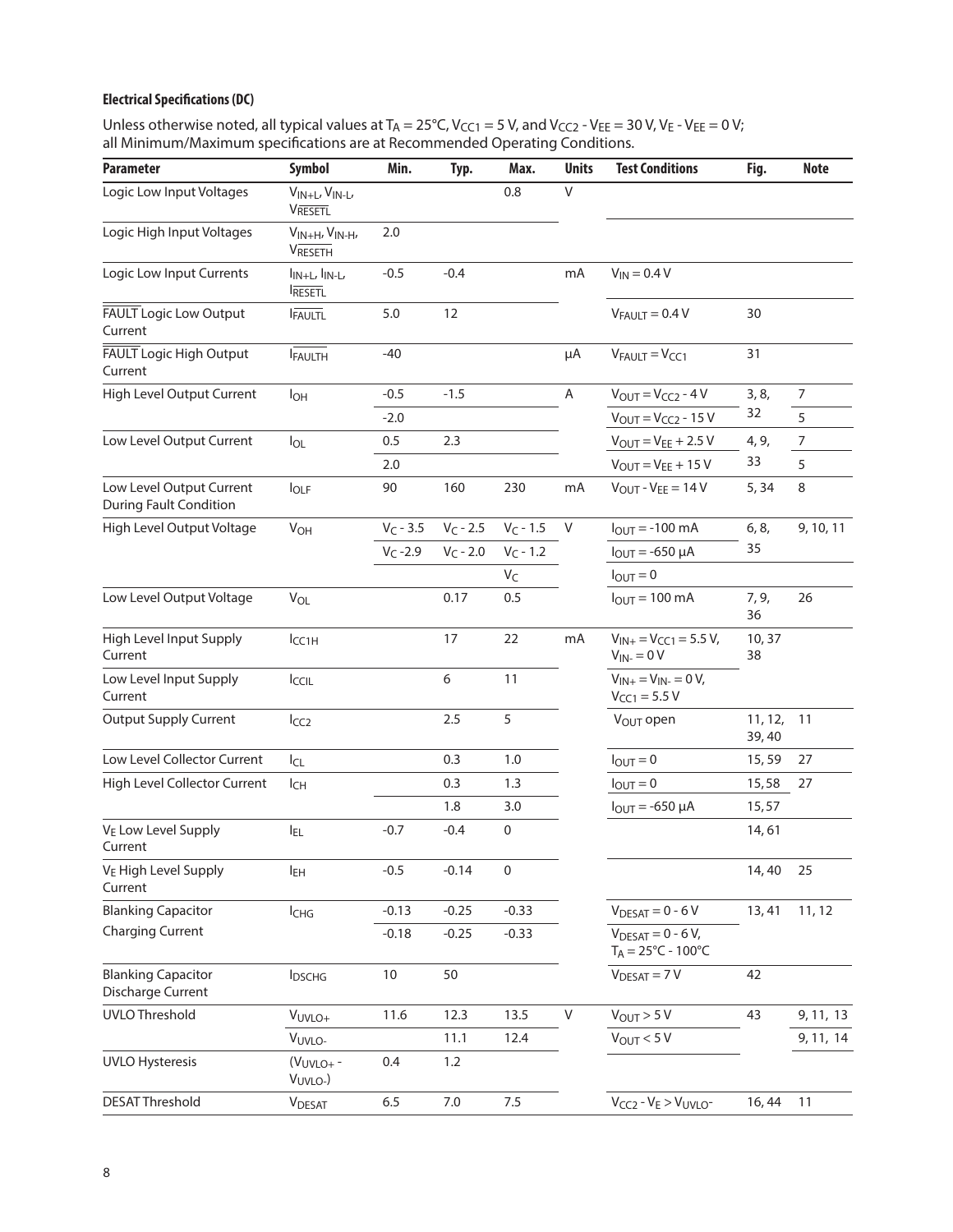**Electrical Specifications (DC)**

Unless otherwise noted, all typical values at $T_A$ = 25°C, $V_{CC1}$ = 5 V, and $V_{CC2}$ - $V_{EE}$ = 30 V, $V_E$ - $V_{EE}$ = 0 V; all Minimum/Maximum specifications are at Recommended Operating Conditions.

| Parameter | Symbol | Min. | Typ. | Max. | Units | Test Conditions | Fig. | Note |
|---|---|---|---|---|---|---|---|---|
| Logic Low Input Voltages | $V_{IN+L}$, $V_{IN-L}$, $V_{\overline{RESET}L}$ | | | 0.8 | V | | | |
| Logic High Input Voltages | $V_{IN+H}$, $V_{IN-H}$, $V_{\overline{RESET}H}$ | 2.0 | | | | | | |
| Logic Low Input Currents | $I_{IN+L}$, $I_{IN-L}$, $I_{\overline{RESET}L}$ | -0.5 | -0.4 | | mA | $V_{IN}$ = 0.4 V | | |
| $\overline{FAULT}$ Logic Low Output Current | $I_{\overline{FAULT}L}$ | 5.0 | 12 | | | $V_{FAULT}$ = 0.4 V | 30 | |
| $\overline{FAULT}$ Logic High Output Current | $I_{\overline{FAULT}H}$ | -40 | | | µA | $V_{FAULT}$ = $V_{CC1}$ | 31 | |
| High Level Output Current | $I_{OH}$ | -0.5 | -1.5 | | A | $V_{OUT}$ = $V_{CC2}$ - 4 V | 3, 8, 32 | 7 |
| | | -2.0 | | | | $V_{OUT}$ = $V_{CC2}$ - 15 V | | 5 |
| Low Level Output Current | $I_{OL}$ | 0.5 | 2.3 | | | $V_{OUT}$ = $V_{EE}$ + 2.5 V | 4, 9, 33 | 7 |
| | | 2.0 | | | | $V_{OUT}$ = $V_{EE}$ + 15 V | | 5 |
| Low Level Output Current During Fault Condition | $I_{OLF}$ | 90 | 160 | 230 | mA | $V_{OUT}$ - $V_{EE}$ = 14 V | 5, 34 | 8 |
| High Level Output Voltage | $V_{OH}$ | $V_C$ - 3.5 | $V_C$ - 2.5 | $V_C$ - 1.5 | V | $I_{OUT}$ = -100 mA | 6, 8, 35 | 9, 10, 11 |
| | | $V_C$ -2.9 | $V_C$ - 2.0 | $V_C$ - 1.2 | | $I_{OUT}$ = -650 µA | | |
| | | | | $V_C$ | | $I_{OUT}$ = 0 | | |
| Low Level Output Voltage | $V_{OL}$ | | 0.17 | 0.5 | | $I_{OUT}$ = 100 mA | 7, 9, 36 | 26 |
| High Level Input Supply Current | $I_{CC1H}$ | | 17 | 22 | mA | $V_{IN+}$ = $V_{CC1}$ = 5.5 V, $V_{IN-}$ = 0 V | 10, 37 38 | |
| Low Level Input Supply Current | $I_{CCIL}$ | | 6 | 11 | | $V_{IN+}$ = $V_{IN-}$ = 0 V, $V_{CC1}$ = 5.5 V | | |
| Output Supply Current | $I_{CC2}$ | | 2.5 | 5 | | $V_{OUT}$ open | 11, 12, 39, 40 | 11 |
| Low Level Collector Current | $I_{CL}$ | | 0.3 | 1.0 | | $I_{OUT}$ = 0 | 15, 59 | 27 |
| High Level Collector Current | $I_{CH}$ | | 0.3 | 1.3 | | $I_{OUT}$ = 0 | 15, 58 | 27 |
| | | | 1.8 | 3.0 | | $I_{OUT}$ = -650 µA | 15, 57 | |
| $V_E$ Low Level Supply Current | $I_{EL}$ | -0.7 | -0.4 | 0 | | | 14, 61 | |
| $V_E$ High Level Supply Current | $I_{EH}$ | -0.5 | -0.14 | 0 | | | 14, 40 | 25 |
| Blanking Capacitor Charging Current | $I_{CHG}$ | -0.13 | -0.25 | -0.33 | | $V_{DESAT}$ = 0 - 6 V | 13, 41 | 11, 12 |
| | | -0.18 | -0.25 | -0.33 | | $V_{DESAT}$ = 0 - 6 V, $T_A$ = 25°C - 100°C | | |
| Blanking Capacitor Discharge Current | $I_{DSCHG}$ | 10 | 50 | | | $V_{DESAT}$ = 7 V | 42 | |
| UVLO Threshold | $V_{UVLO+}$ | 11.6 | 12.3 | 13.5 | V | $V_{OUT}$ > 5 V | 43 | 9, 11, 13 |
| | $V_{UVLO-}$ | | 11.1 | 12.4 | | $V_{OUT}$ < 5 V | | 9, 11, 14 |
| UVLO Hysteresis | ($V_{UVLO+}$ - $V_{UVLO-}$) | 0.4 | 1.2 | | | | | |
| DESAT Threshold | $V_{DESAT}$ | 6.5 | 7.0 | 7.5 | | $V_{CC2}$ - $V_E$ > $V_{UVLO-}$ | 16, 44 | 11 |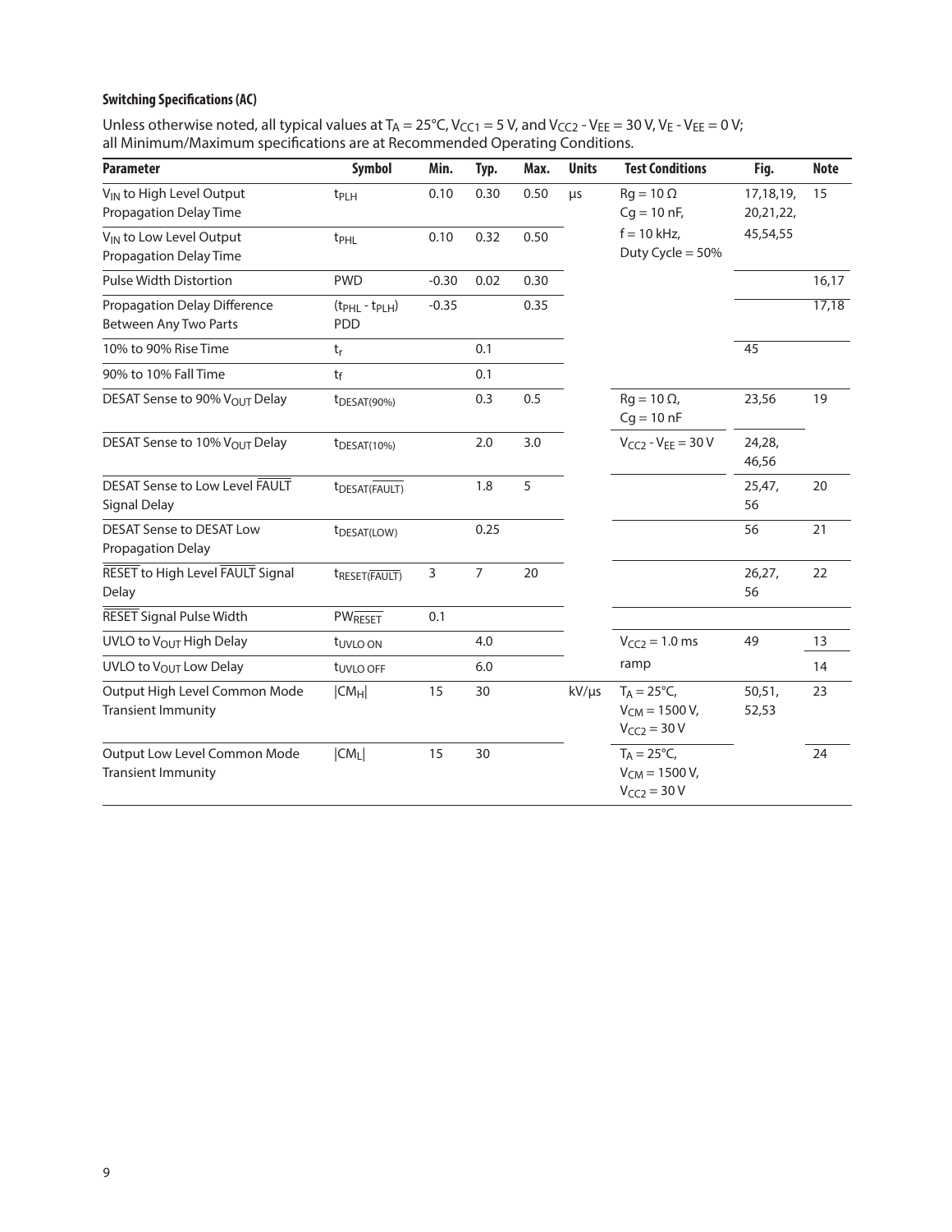**Switching Specifications (AC)**

Unless otherwise noted, all typical values at $T_A = 25°C$, $V_{CC1} = 5$ V, and $V_{CC2} - V_{EE} = 30$ V, $V_E - V_{EE} = 0$ V; all Minimum/Maximum specifications are at Recommended Operating Conditions.

| Parameter | Symbol | Min. | Typ. | Max. | Units | Test Conditions | Fig. | Note |
|---|---|---|---|---|---|---|---|---|
| $V_{IN}$ to High Level Output Propagation Delay Time | $t_{PLH}$ | 0.10 | 0.30 | 0.50 | µs | Rg = 10 Ω<br>Cg = 10 nF,<br>f = 10 kHz,<br>Duty Cycle = 50% | 17,18,19,<br>20,21,22,<br>45,54,55 | 15 |
| $V_{IN}$ to Low Level Output Propagation Delay Time | $t_{PHL}$ | 0.10 | 0.32 | 0.50 | | | | |
| Pulse Width Distortion | PWD | -0.30 | 0.02 | 0.30 | | | | 16,17 |
| Propagation Delay Difference Between Any Two Parts | $(t_{PHL} - t_{PLH})$ PDD | -0.35 | | 0.35 | | | | 17,18 |
| 10% to 90% Rise Time | $t_r$ | | 0.1 | | | | 45 | |
| 90% to 10% Fall Time | $t_f$ | | 0.1 | | | | | |
| DESAT Sense to 90% $V_{OUT}$ Delay | $t_{DESAT(90\%)}$ | | 0.3 | 0.5 | | Rg = 10 Ω,<br>Cg = 10 nF | 23,56 | 19 |
| DESAT Sense to 10% $V_{OUT}$ Delay | $t_{DESAT(10\%)}$ | | 2.0 | 3.0 | | $V_{CC2} - V_{EE} = 30$ V | 24,28,<br>46,56 | |
| DESAT Sense to Low Level $\overline{FAULT}$ Signal Delay | $t_{DESAT(\overline{FAULT})}$ | | 1.8 | 5 | | | 25,47,<br>56 | 20 |
| DESAT Sense to DESAT Low Propagation Delay | $t_{DESAT(LOW)}$ | | 0.25 | | | | 56 | 21 |
| $\overline{RESET}$ to High Level $\overline{FAULT}$ Signal Delay | $t_{RESET(\overline{FAULT})}$ | 3 | 7 | 20 | | | 26,27,<br>56 | 22 |
| $\overline{RESET}$ Signal Pulse Width | $PW_{\overline{RESET}}$ | 0.1 | | | | | | |
| UVLO to $V_{OUT}$ High Delay | $t_{UVLO\ ON}$ | | 4.0 | | | $V_{CC2} = 1.0$ ms ramp | 49 | 13 |
| UVLO to $V_{OUT}$ Low Delay | $t_{UVLO\ OFF}$ | | 6.0 | | | | | 14 |
| Output High Level Common Mode Transient Immunity | $\|CM_H\|$ | 15 | 30 | | kV/µs | $T_A = 25°C$,<br>$V_{CM} = 1500$ V,<br>$V_{CC2} = 30$ V | 50,51,<br>52,53 | 23 |
| Output Low Level Common Mode Transient Immunity | $\|CM_L\|$ | 15 | 30 | | | $T_A = 25°C$,<br>$V_{CM} = 1500$ V,<br>$V_{CC2} = 30$ V | | 24 |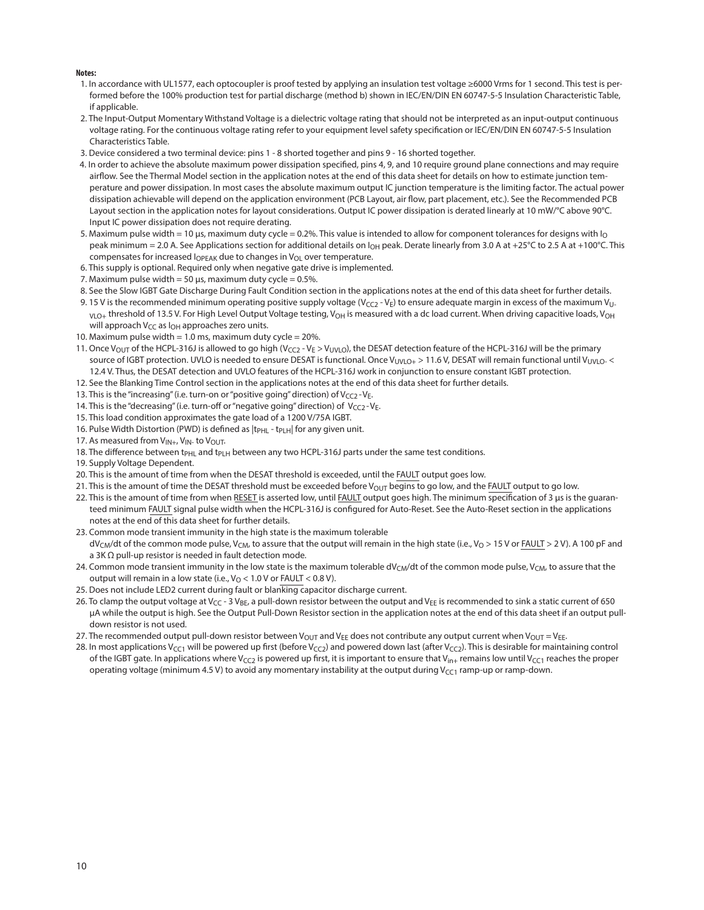**Notes:**

1. In accordance with UL1577, each optocoupler is proof tested by applying an insulation test voltage ≥6000 Vrms for 1 second. This test is performed before the 100% production test for partial discharge (method b) shown in IEC/EN/DIN EN 60747-5-5 Insulation Characteristic Table, if applicable.
2. The Input-Output Momentary Withstand Voltage is a dielectric voltage rating that should not be interpreted as an input-output continuous voltage rating. For the continuous voltage rating refer to your equipment level safety specification or IEC/EN/DIN EN 60747-5-5 Insulation Characteristics Table.
3. Device considered a two terminal device: pins 1 - 8 shorted together and pins 9 - 16 shorted together.
4. In order to achieve the absolute maximum power dissipation specified, pins 4, 9, and 10 require ground plane connections and may require airflow. See the Thermal Model section in the application notes at the end of this data sheet for details on how to estimate junction temperature and power dissipation. In most cases the absolute maximum output IC junction temperature is the limiting factor. The actual power dissipation achievable will depend on the application environment (PCB Layout, air flow, part placement, etc.). See the Recommended PCB Layout section in the application notes for layout considerations. Output IC power dissipation is derated linearly at 10 mW/°C above 90°C. Input IC power dissipation does not require derating.
5. Maximum pulse width = 10 µs, maximum duty cycle = 0.2%. This value is intended to allow for component tolerances for designs with $I_O$ peak minimum = 2.0 A. See Applications section for additional details on $I_{OH}$ peak. Derate linearly from 3.0 A at +25°C to 2.5 A at +100°C. This compensates for increased $I_{OPEAK}$ due to changes in $V_{OL}$ over temperature.
6. This supply is optional. Required only when negative gate drive is implemented.
7. Maximum pulse width = 50 µs, maximum duty cycle = 0.5%.
8. See the Slow IGBT Gate Discharge During Fault Condition section in the applications notes at the end of this data sheet for further details.
9. 15 V is the recommended minimum operating positive supply voltage ($V_{CC2}$ - $V_E$) to ensure adequate margin in excess of the maximum $V_{UVLO+}$ threshold of 13.5 V. For High Level Output Voltage testing, $V_{OH}$ is measured with a dc load current. When driving capacitive loads, $V_{OH}$ will approach $V_{CC}$ as $I_{OH}$ approaches zero units.
10. Maximum pulse width = 1.0 ms, maximum duty cycle = 20%.
11. Once $V_{OUT}$ of the HCPL-316J is allowed to go high ($V_{CC2}$ - $V_E$ > $V_{UVLO}$), the DESAT detection feature of the HCPL-316J will be the primary source of IGBT protection. UVLO is needed to ensure DESAT is functional. Once $V_{UVLO+}$ > 11.6 V, DESAT will remain functional until $V_{UVLO-}$ < 12.4 V. Thus, the DESAT detection and UVLO features of the HCPL-316J work in conjunction to ensure constant IGBT protection.
12. See the Blanking Time Control section in the applications notes at the end of this data sheet for further details.
13. This is the "increasing" (i.e. turn-on or "positive going" direction) of $V_{CC2}$ - $V_E$.
14. This is the "decreasing" (i.e. turn-off or "negative going" direction) of $V_{CC2}$ - $V_E$.
15. This load condition approximates the gate load of a 1200 V/75A IGBT.
16. Pulse Width Distortion (PWD) is defined as $|t_{PHL} - t_{PLH}|$ for any given unit.
17. As measured from $V_{IN+}$, $V_{IN-}$ to $V_{OUT}$.
18. The difference between $t_{PHL}$ and $t_{PLH}$ between any two HCPL-316J parts under the same test conditions.
19. Supply Voltage Dependent.
20. This is the amount of time from when the DESAT threshold is exceeded, until the $\overline{FAULT}$ output goes low.
21. This is the amount of time the DESAT threshold must be exceeded before $V_{OUT}$ begins to go low, and the $\overline{FAULT}$ output to go low.
22. This is the amount of time from when $\overline{RESET}$ is asserted low, until $\overline{FAULT}$ output goes high. The minimum specification of 3 µs is the guaranteed minimum $\overline{FAULT}$ signal pulse width when the HCPL-316J is configured for Auto-Reset. See the Auto-Reset section in the applications notes at the end of this data sheet for further details.
23. Common mode transient immunity in the high state is the maximum tolerable $dV_{CM}/dt$ of the common mode pulse, $V_{CM}$, to assure that the output will remain in the high state (i.e., $V_O$ > 15 V or $\overline{FAULT}$ > 2 V). A 100 pF and a 3K Ω pull-up resistor is needed in fault detection mode.
24. Common mode transient immunity in the low state is the maximum tolerable $dV_{CM}/dt$ of the common mode pulse, $V_{CM}$, to assure that the output will remain in a low state (i.e., $V_O$ < 1.0 V or $\overline{FAULT}$ < 0.8 V).
25. Does not include LED2 current during fault or blanking capacitor discharge current.
26. To clamp the output voltage at $V_{CC}$ - 3 $V_{BE}$, a pull-down resistor between the output and $V_{EE}$ is recommended to sink a static current of 650 µA while the output is high. See the Output Pull-Down Resistor section in the application notes at the end of this data sheet if an output pull-down resistor is not used.
27. The recommended output pull-down resistor between $V_{OUT}$ and $V_{EE}$ does not contribute any output current when $V_{OUT} = V_{EE}$.
28. In most applications $V_{CC1}$ will be powered up first (before $V_{CC2}$) and powered down last (after $V_{CC2}$). This is desirable for maintaining control of the IGBT gate. In applications where $V_{CC2}$ is powered up first, it is important to ensure that $V_{in+}$ remains low until $V_{CC1}$ reaches the proper operating voltage (minimum 4.5 V) to avoid any momentary instability at the output during $V_{CC1}$ ramp-up or ramp-down.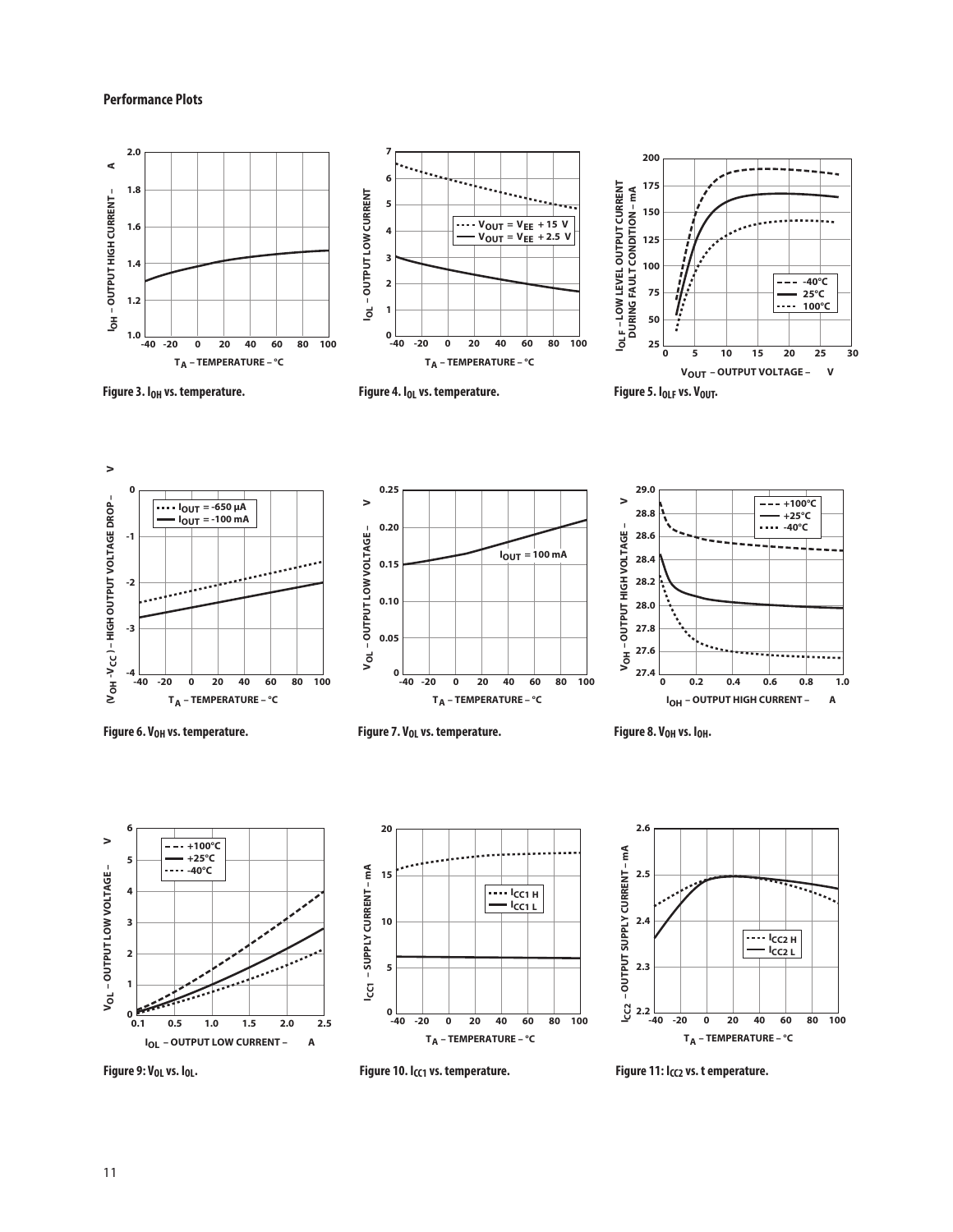## Performance Plots

2.0
1.8
1.6
1.4
1.2
1.0
-40 -20 0 20 40 60 80 100
$I_{OH}$ – OUTPUT HIGH CURRENT – A
$T_A$ – TEMPERATURE – °C

Figure 3. $I_{OH}$ vs. temperature.

7
6
5
4
3
2
1
0
-40 -20 0 20 40 60 80 100
$I_{OL}$ – OUTPUT LOW CURRENT
$V_{OUT} = V_{EE} + 15$ V
$V_{OUT} = V_{EE} + 2.5$ V
$T_A$ – TEMPERATURE – °C

Figure 4. $I_{OL}$ vs. temperature.

200
175
150
125
100
75
50
25
0 5 10 15 20 25 30
$I_{OLF}$ – LOW LEVEL OUTPUT CURRENT DURING FAULT CONDITION – mA
-40°C
25°C
100°C
$V_{OUT}$ – OUTPUT VOLTAGE – V

Figure 5. $I_{OLF}$ vs. $V_{OUT}$.

0
-1
-2
-3
-4
-40 -20 0 20 40 60 80 100
($V_{OH}$ - $V_{CC}$) – HIGH OUTPUT VOLTAGE DROP – V
$I_{OUT}$ = -650 µA
$I_{OUT}$ = -100 mA
$T_A$ – TEMPERATURE – °C

Figure 6. $V_{OH}$ vs. temperature.

0.25
0.20
0.15
0.10
0.05
0
-40 -20 0 20 40 60 80 100
$V_{OL}$ – OUTPUT LOW VOLTAGE – V
$I_{OUT}$ = 100 mA
$T_A$ – TEMPERATURE – °C

Figure 7. $V_{OL}$ vs. temperature.

29.0
28.8
28.6
28.4
28.2
28.0
27.8
27.6
27.4
0 0.2 0.4 0.6 0.8 1.0
$V_{OH}$ – OUTPUT HIGH VOLTAGE – V
+100°C
+25°C
-40°C
$I_{OH}$ – OUTPUT HIGH CURRENT – A

Figure 8. $V_{OH}$ vs. $I_{OH}$.

6
5
4
3
2
1
0
0.1 0.5 1.0 1.5 2.0 2.5
$V_{OL}$ – OUTPUT LOW VOLTAGE – V
+100°C
+25°C
-40°C
$I_{OL}$ – OUTPUT LOW CURRENT – A

Figure 9: $V_{OL}$ vs. $I_{OL}$.

20
15
10
5
0
-40 -20 0 20 40 60 80 100
$I_{CC1}$ – SUPPLY CURRENT – mA
$I_{CC1\ H}$
$I_{CC1\ L}$
$T_A$ – TEMPERATURE – °C

Figure 10. $I_{CC1}$ vs. temperature.

2.6
2.5
2.4
2.3
2.2
-40 -20 0 20 40 60 80 100
$I_{CC2}$ – OUTPUT SUPPLY CURRENT – mA
$I_{CC2\ H}$
$I_{CC2\ L}$
$T_A$ – TEMPERATURE – °C

Figure 11: $I_{CC2}$ vs. t emperature.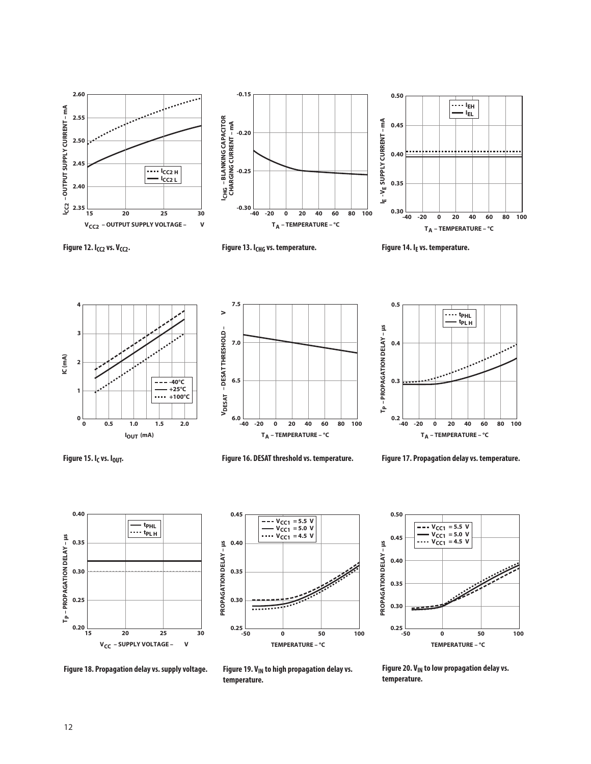2.60
2.55
2.50
2.45
2.40
2.35
15 20 25 30

$I_{CC2}$ – OUTPUT SUPPLY CURRENT – mA

$V_{CC2}$ – OUTPUT SUPPLY VOLTAGE – V

$I_{CC2\ H}$

$I_{CC2\ L}$

Figure 12. $I_{CC2}$ vs. $V_{CC2}$.

-0.15
-0.20
-0.25
-0.30
-40 -20 0 20 40 60 80 100

$I_{CHG}$ – BLANKING CAPACITOR CHARGING CURRENT – mA

$T_A$ – TEMPERATURE – °C

Figure 13. $I_{CHG}$ vs. temperature.

0.50
0.45
0.40
0.35
0.30
-40 -20 0 20 40 60 80 100

$I_E$ -$V_E$ SUPPLY CURRENT – mA

$T_A$ – TEMPERATURE – °C

$I_{EH}$

$I_{EL}$

Figure 14. $I_E$ vs. temperature.

4
3
2
1
0
0 0.5 1.0 1.5 2.0

IC (mA)

$I_{OUT}$ (mA)

-40°C

+25°C

+100°C

Figure 15. $I_C$ vs. $I_{OUT}$.

7.5
7.0
6.5
6.0
-40 -20 0 20 40 60 80 100

$V_{DESAT}$ – DESAT THRESHOLD – V

$T_A$ – TEMPERATURE – °C

Figure 16. DESAT threshold vs. temperature.

0.5
0.4
0.3
0.2
-40 -20 0 20 40 60 80 100

$T_P$ – PROPAGATION DELAY – µs

$T_A$ – TEMPERATURE – °C

$t_{PHL}$

$t_{PLH}$

Figure 17. Propagation delay vs. temperature.

0.40
0.35
0.30
0.25
0.20
15 20 25 30

$T_P$ – PROPAGATION DELAY – µs

$V_{CC}$ – SUPPLY VOLTAGE – V

$t_{PHL}$

$t_{PLH}$

Figure 18. Propagation delay vs. supply voltage.

0.45
0.40
0.35
0.30
0.25
-50 0 50 100

PROPAGATION DELAY – µs

TEMPERATURE – °C

$V_{CC1}$ = 5.5 V

$V_{CC1}$ = 5.0 V

$V_{CC1}$ = 4.5 V

Figure 19. $V_{IN}$ to high propagation delay vs. temperature.

0.50
0.45
0.40
0.35
0.30
0.25
-50 0 50 100

PROPAGATION DELAY – µs

TEMPERATURE – °C

$V_{CC1}$ = 5.5 V

$V_{CC1}$ = 5.0 V

$V_{CC1}$ = 4.5 V

Figure 20. $V_{IN}$ to low propagation delay vs. temperature.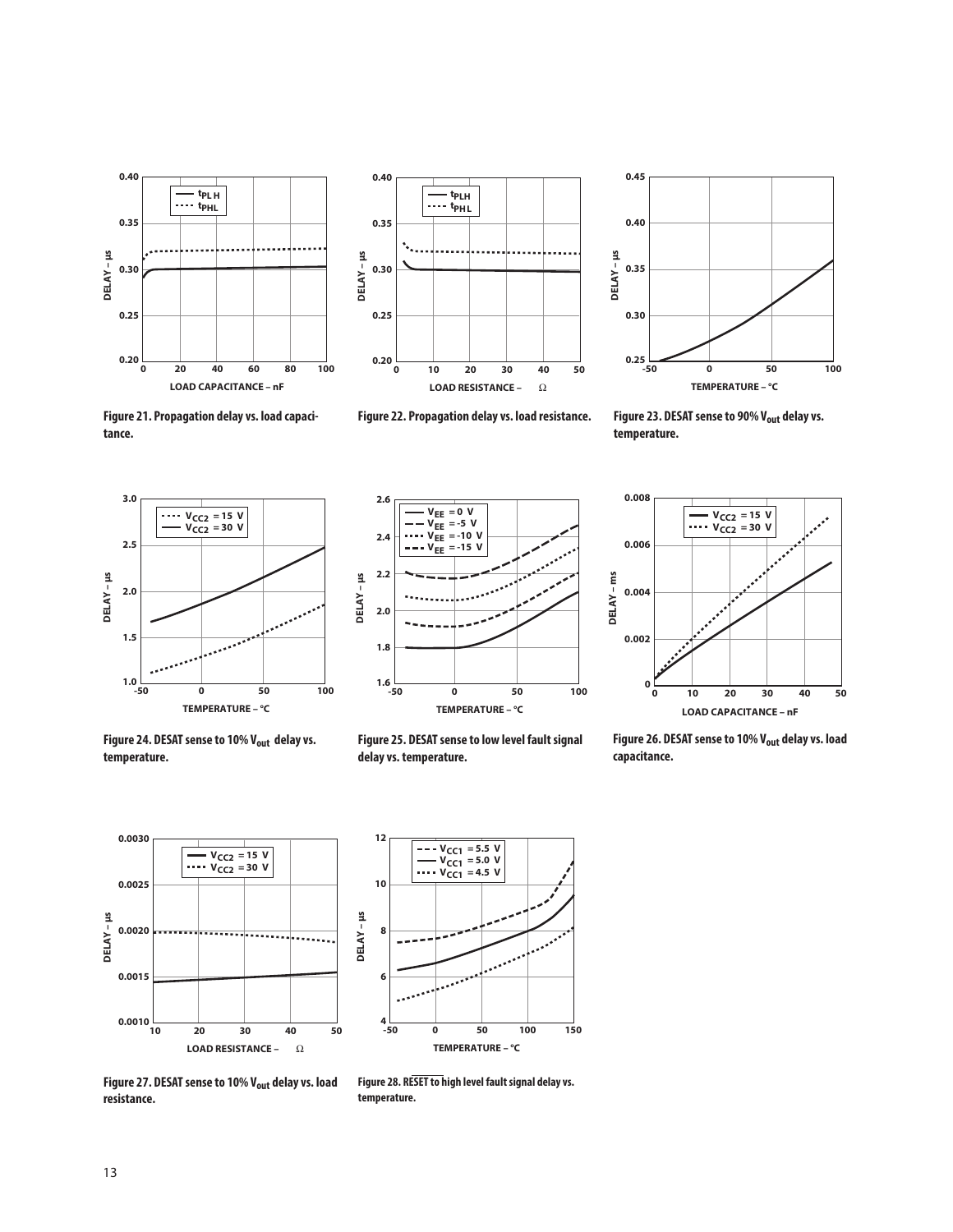0.40
0.35
0.30
0.25
0.20
DELAY – µs
0 20 40 60 80 100
LOAD CAPACITANCE – nF
$t_{PLH}$
$t_{PHL}$

Figure 21. Propagation delay vs. load capacitance.

0.40
0.35
0.30
0.25
0.20
DELAY – µs
0 10 20 30 40 50
LOAD RESISTANCE – Ω
$t_{PLH}$
$t_{PHL}$

Figure 22. Propagation delay vs. load resistance.

0.45
0.40
0.35
0.30
0.25
DELAY – µs
-50 0 50 100
TEMPERATURE – °C

Figure 23. DESAT sense to 90% $V_{out}$ delay vs. temperature.

3.0
2.5
2.0
1.5
1.0
DELAY – µs
-50 0 50 100
TEMPERATURE – °C
$V_{CC2}$ = 15 V
$V_{CC2}$ = 30 V

Figure 24. DESAT sense to 10% $V_{out}$ delay vs. temperature.

2.6
2.4
2.2
2.0
1.8
1.6
DELAY – µs
-50 0 50 100
TEMPERATURE – °C
$V_{EE}$ = 0 V
$V_{EE}$ = -5 V
$V_{EE}$ = -10 V
$V_{EE}$ = -15 V

Figure 25. DESAT sense to low level fault signal delay vs. temperature.

0.008
0.006
0.004
0.002
0
DELAY – ms
0 10 20 30 40 50
LOAD CAPACITANCE – nF
$V_{CC2}$ = 15 V
$V_{CC2}$ = 30 V

Figure 26. DESAT sense to 10% $V_{out}$ delay vs. load capacitance.

0.0030
0.0025
0.0020
0.0015
0.0010
DELAY – µs
10 20 30 40 50
LOAD RESISTANCE – Ω
$V_{CC2}$ = 15 V
$V_{CC2}$ = 30 V

Figure 27. DESAT sense to 10% $V_{out}$ delay vs. load resistance.

12
10
8
6
4
DELAY – µs
-50 0 50 100 150
TEMPERATURE – °C
$V_{CC1}$ = 5.5 V
$V_{CC1}$ = 5.0 V
$V_{CC1}$ = 4.5 V

Figure 28. $\overline{RESET}$ to high level fault signal delay vs. temperature.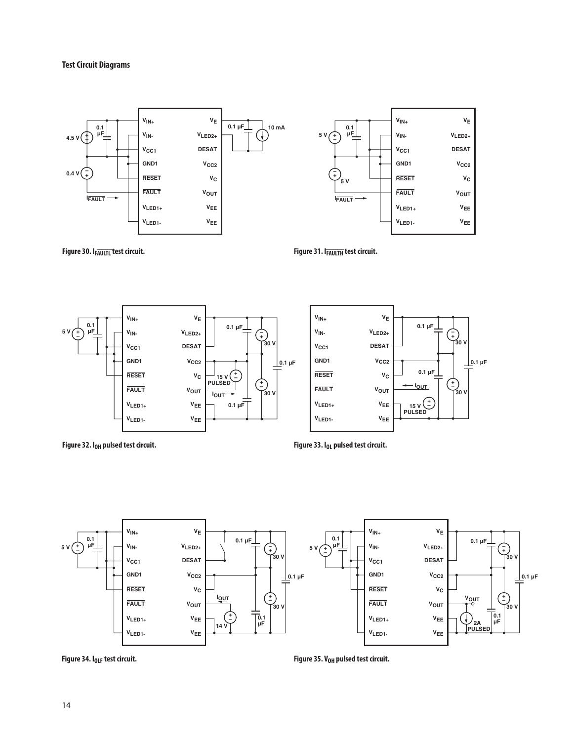## Test Circuit Diagrams

Figure 30. $I_{\overline{FAULTL}}$ test circuit.

Figure 31. $I_{\overline{FAULTH}}$ test circuit.

Figure 32. $I_{OH}$ pulsed test circuit.

Figure 33. $I_{OL}$ pulsed test circuit.

Figure 34. $I_{OLF}$ test circuit.

Figure 35. $V_{OH}$ pulsed test circuit.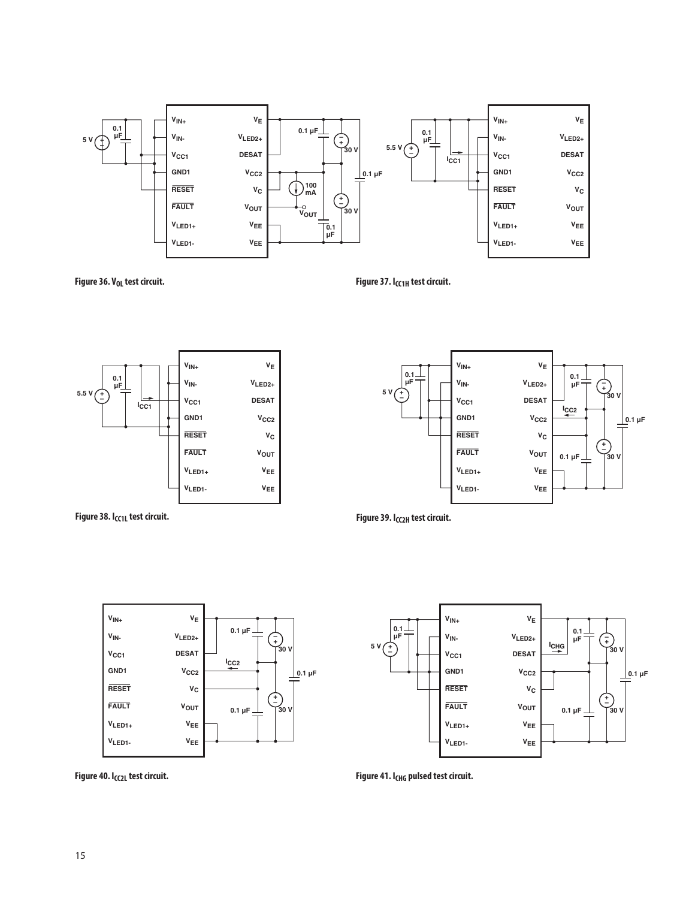VIN+
VIN-
VCC1
GND1
RESET
FAULT
VLED1+
VLED1-
VE
VLED2+
DESAT
VCC2
VC
VOUT
VEE
VEE
5 V
0.1 µF
0.1 µF
30 V
100 mA
VOUT
30 V
0.1 µF
0.1 µF

Figure 36. $V_{OL}$ test circuit.

VIN+
VIN-
VCC1
GND1
RESET
FAULT
VLED1+
VLED1-
VE
VLED2+
DESAT
VCC2
VC
VOUT
VEE
VEE
5.5 V
0.1 µF
ICC1

Figure 37. $I_{CC1H}$ test circuit.

VIN+
VIN-
VCC1
GND1
RESET
FAULT
VLED1+
VLED1-
VE
VLED2+
DESAT
VCC2
VC
VOUT
VEE
VEE
5.5 V
0.1 µF
ICC1

Figure 38. $I_{CC1L}$ test circuit.

VIN+
VIN-
VCC1
GND1
RESET
FAULT
VLED1+
VLED1-
VE
VLED2+
DESAT
VCC2
VC
VOUT
VEE
VEE
5 V
0.1 µF
0.1 µF
30 V
ICC2
0.1 µF
0.1 µF
30 V

Figure 39. $I_{CC2H}$ test circuit.

VIN+
VIN-
VCC1
GND1
RESET
FAULT
VLED1+
VLED1-
VE
VLED2+
DESAT
VCC2
VC
VOUT
VEE
VEE
0.1 µF
30 V
ICC2
0.1 µF
0.1 µF
30 V

Figure 40. $I_{CC2L}$ test circuit.

VIN+
VIN-
VCC1
GND1
RESET
FAULT
VLED1+
VLED1-
VE
VLED2+
DESAT
VCC2
VC
VOUT
VEE
VEE
5 V
0.1 µF
ICHG
0.1 µF
30 V
0.1 µF
0.1 µF
30 V

Figure 41. $I_{CHG}$ pulsed test circuit.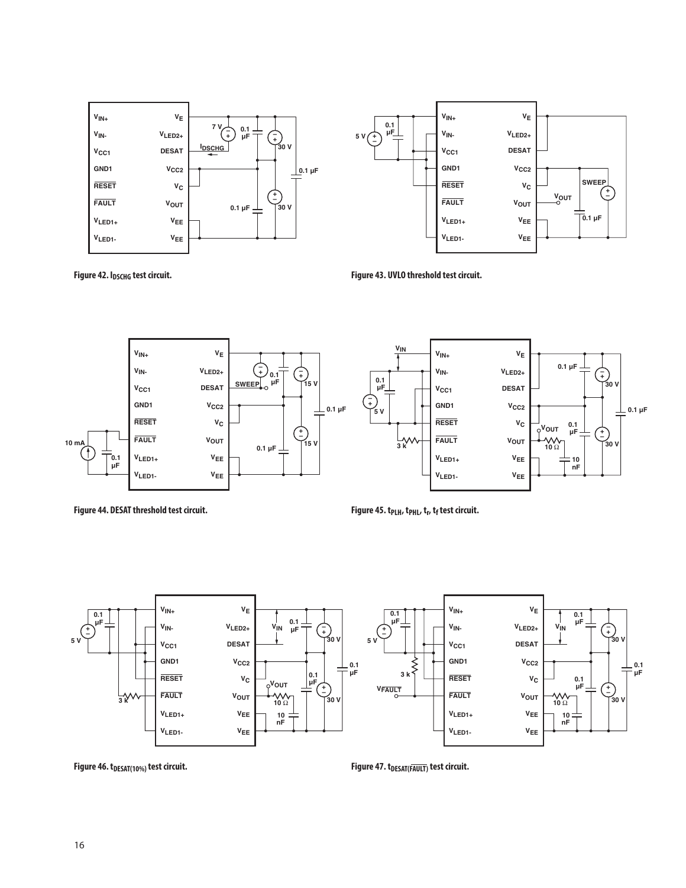V<sub>IN+</sub>

Figure 42. $I_{DSCHG}$ test circuit.

Figure 43. UVLO threshold test circuit.

Figure 44. DESAT threshold test circuit.

Figure 45. $t_{PLH}$, $t_{PHL}$, $t_r$, $t_f$ test circuit.

Figure 46. $t_{DESAT(10\%)}$ test circuit.

Figure 47. $t_{DESAT(\overline{FAULT})}$ test circuit.

Figure 42. $I_{DSCHG}$ test circuit.

Figure 43. UVLO threshold test circuit.

Figure 44. DESAT threshold test circuit.

Figure 45. $t_{PLH}$, $t_{PHL}$, $t_r$, $t_f$ test circuit.

Figure 46. $t_{DESAT(10\%)}$ test circuit.

Figure 47. $t_{DESAT(\overline{FAULT})}$ test circuit.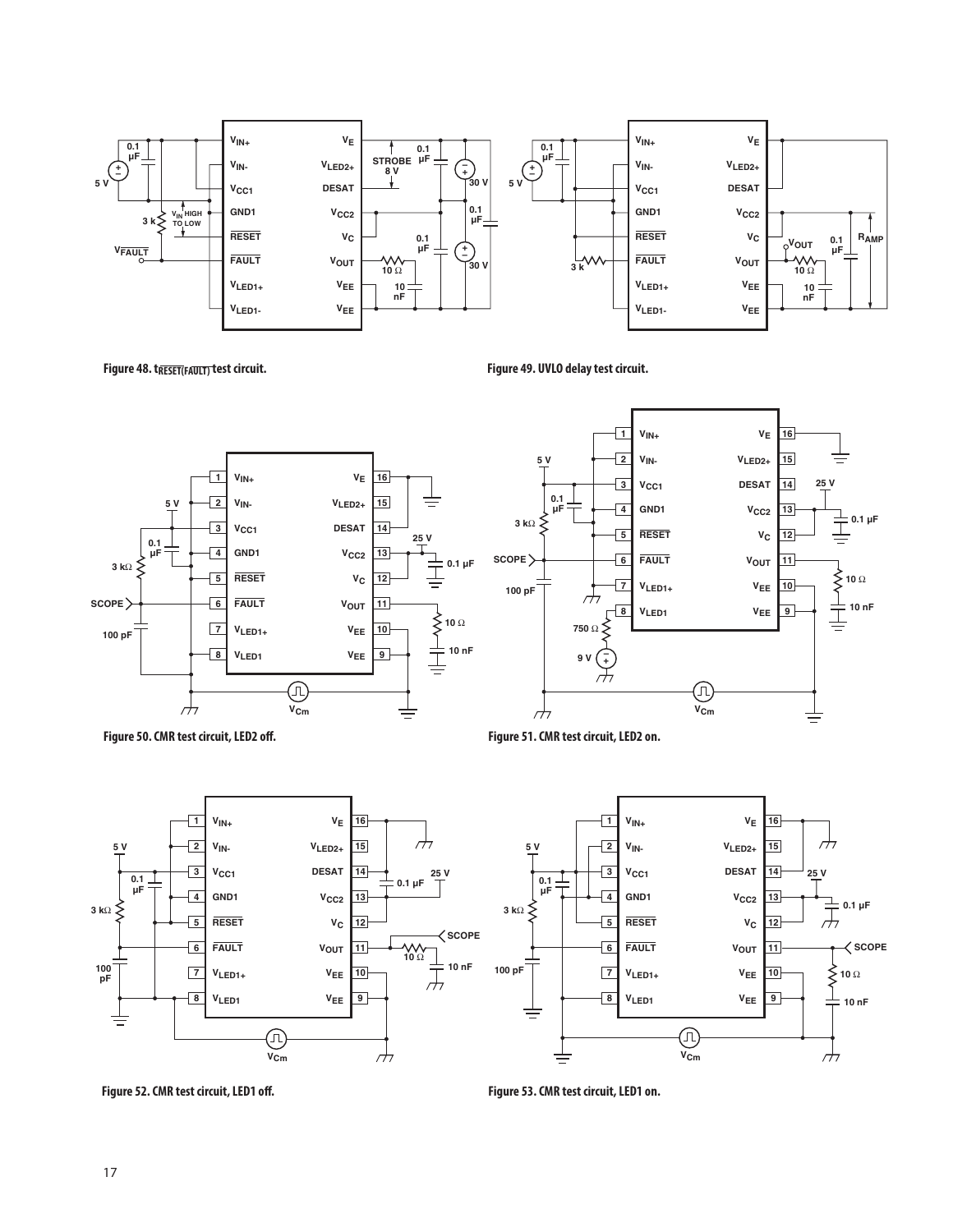Figure 48. $t_{\overline{RESET}(\overline{FAULT})}$ test circuit.

Figure 49. UVLO delay test circuit.

Figure 50. CMR test circuit, LED2 off.

Figure 51. CMR test circuit, LED2 on.

Figure 52. CMR test circuit, LED1 off.

Figure 53. CMR test circuit, LED1 on.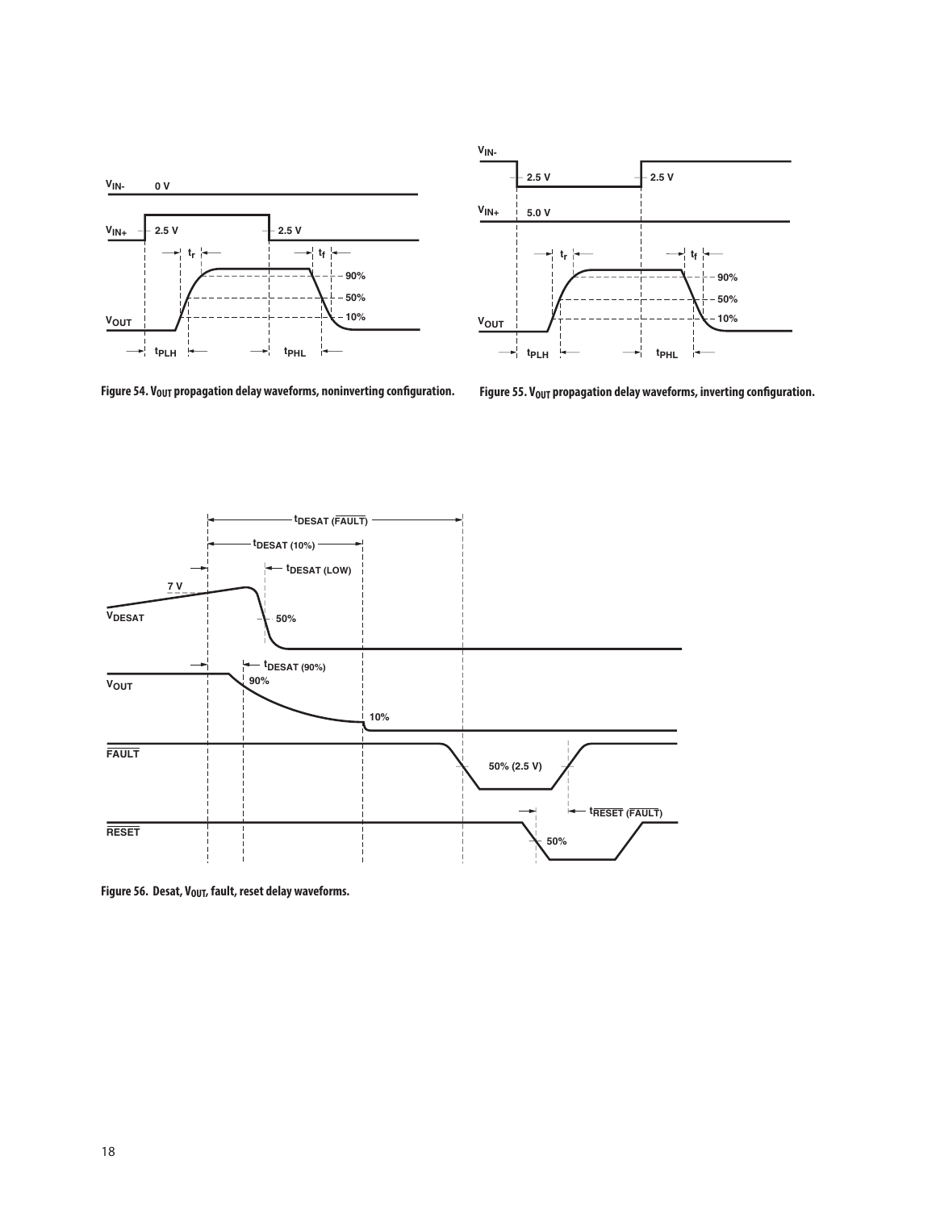$V_{IN-}$
0 V
$V_{IN+}$
2.5 V
2.5 V
$t_r$
$t_f$
90%
50%
10%
$V_{OUT}$
$t_{PLH}$
$t_{PHL}$

Figure 54. $V_{OUT}$ propagation delay waveforms, noninverting configuration.

$V_{IN-}$
2.5 V
2.5 V
$V_{IN+}$
5.0 V
$t_r$
$t_f$
90%
50%
10%
$V_{OUT}$
$t_{PLH}$
$t_{PHL}$

Figure 55. $V_{OUT}$ propagation delay waveforms, inverting configuration.

$t_{DESAT\ (\overline{FAULT})}$
$t_{DESAT\ (10\%)}$
$t_{DESAT\ (LOW)}$
7 V
$V_{DESAT}$
50%
$t_{DESAT\ (90\%)}$
$V_{OUT}$
90%
10%
$\overline{FAULT}$
50% (2.5 V)
$t_{\overline{RESET}\ (\overline{FAULT})}$
$\overline{RESET}$
50%

Figure 56. Desat, $V_{OUT}$, fault, reset delay waveforms.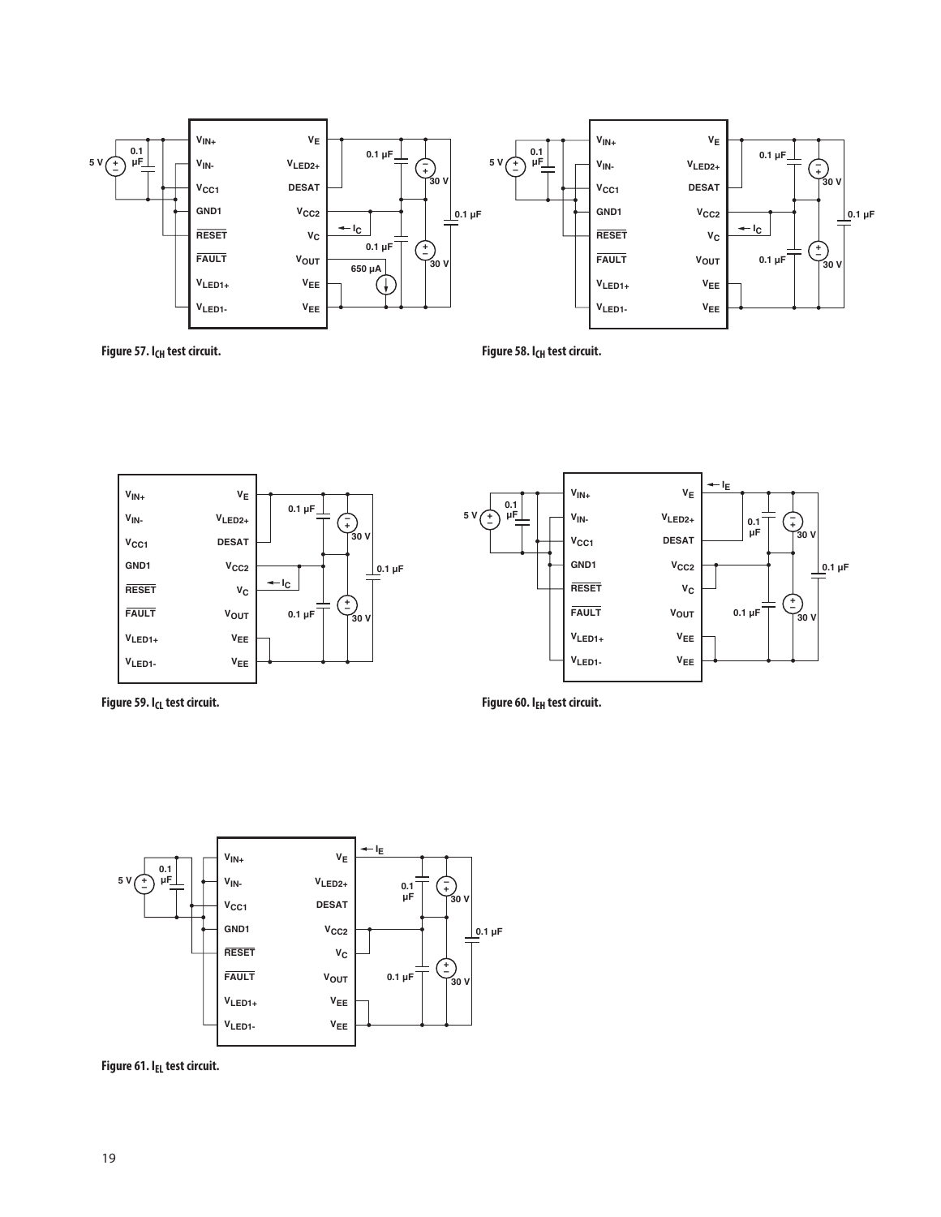V_IN+
V_IN-
V_CC1
GND1
RESET
FAULT
V_LED1+
V_LED1-
V_E
V_LED2+
DESAT
V_CC2
V_C
V_OUT
V_EE
V_EE
5 V
0.1 µF
0.1 µF
0.1 µF
0.1 µF
30 V
30 V
I_C
650 µA

Figure 57. $I_{CH}$ test circuit.

V_IN+
V_IN-
V_CC1
GND1
RESET
FAULT
V_LED1+
V_LED1-
V_E
V_LED2+
DESAT
V_CC2
V_C
V_OUT
V_EE
V_EE
5 V
0.1 µF
0.1 µF
0.1 µF
0.1 µF
30 V
30 V
I_C

Figure 58. $I_{CH}$ test circuit.

V_IN+
V_IN-
V_CC1
GND1
RESET
FAULT
V_LED1+
V_LED1-
V_E
V_LED2+
DESAT
V_CC2
V_C
V_OUT
V_EE
V_EE
0.1 µF
0.1 µF
0.1 µF
30 V
30 V
I_C

Figure 59. $I_{CL}$ test circuit.

V_IN+
V_IN-
V_CC1
GND1
RESET
FAULT
V_LED1+
V_LED1-
V_E
V_LED2+
DESAT
V_CC2
V_C
V_OUT
V_EE
V_EE
5 V
0.1 µF
0.1 µF
0.1 µF
0.1 µF
30 V
30 V
I_E

Figure 60. $I_{EH}$ test circuit.

V_IN+
V_IN-
V_CC1
GND1
RESET
FAULT
V_LED1+
V_LED1-
V_E
V_LED2+
DESAT
V_CC2
V_C
V_OUT
V_EE
V_EE
5 V
0.1 µF
0.1 µF
0.1 µF
0.1 µF
30 V
30 V
I_E

Figure 61. $I_{EL}$ test circuit.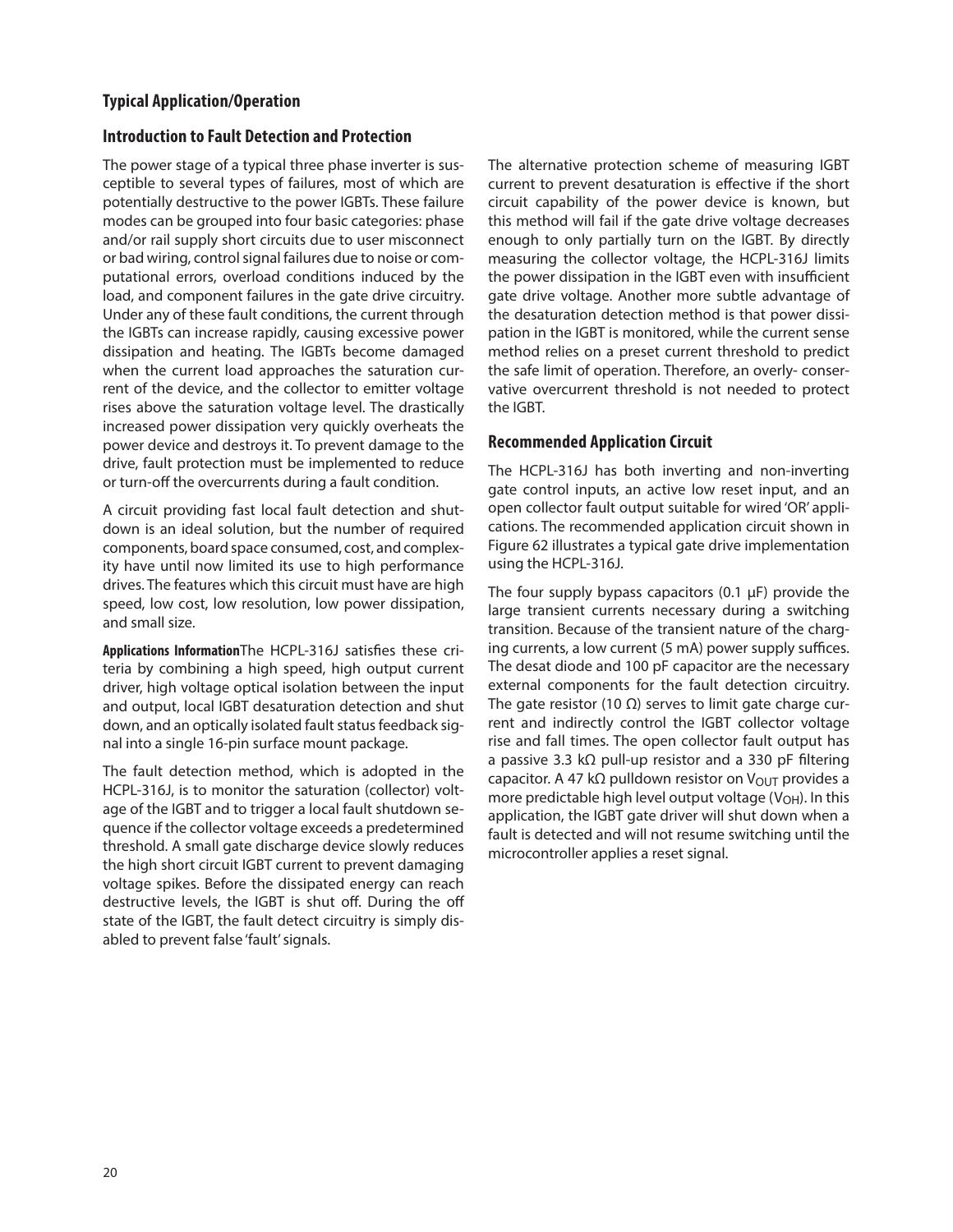## Typical Application/Operation

### Introduction to Fault Detection and Protection

The power stage of a typical three phase inverter is susceptible to several types of failures, most of which are potentially destructive to the power IGBTs. These failure modes can be grouped into four basic categories: phase and/or rail supply short circuits due to user misconnect or bad wiring, control signal failures due to noise or computational errors, overload conditions induced by the load, and component failures in the gate drive circuitry. Under any of these fault conditions, the current through the IGBTs can increase rapidly, causing excessive power dissipation and heating. The IGBTs become damaged when the current load approaches the saturation current of the device, and the collector to emitter voltage rises above the saturation voltage level. The drastically increased power dissipation very quickly overheats the power device and destroys it. To prevent damage to the drive, fault protection must be implemented to reduce or turn-off the overcurrents during a fault condition.

A circuit providing fast local fault detection and shutdown is an ideal solution, but the number of required components, board space consumed, cost, and complexity have until now limited its use to high performance drives. The features which this circuit must have are high speed, low cost, low resolution, low power dissipation, and small size.

**Applications Information**The HCPL-316J satisfies these criteria by combining a high speed, high output current driver, high voltage optical isolation between the input and output, local IGBT desaturation detection and shut down, and an optically isolated fault status feedback signal into a single 16-pin surface mount package.

The fault detection method, which is adopted in the HCPL-316J, is to monitor the saturation (collector) voltage of the IGBT and to trigger a local fault shutdown sequence if the collector voltage exceeds a predetermined threshold. A small gate discharge device slowly reduces the high short circuit IGBT current to prevent damaging voltage spikes. Before the dissipated energy can reach destructive levels, the IGBT is shut off. During the off state of the IGBT, the fault detect circuitry is simply disabled to prevent false 'fault' signals.

The alternative protection scheme of measuring IGBT current to prevent desaturation is effective if the short circuit capability of the power device is known, but this method will fail if the gate drive voltage decreases enough to only partially turn on the IGBT. By directly measuring the collector voltage, the HCPL-316J limits the power dissipation in the IGBT even with insufficient gate drive voltage. Another more subtle advantage of the desaturation detection method is that power dissipation in the IGBT is monitored, while the current sense method relies on a preset current threshold to predict the safe limit of operation. Therefore, an overly- conservative overcurrent threshold is not needed to protect the IGBT.

### Recommended Application Circuit

The HCPL-316J has both inverting and non-inverting gate control inputs, an active low reset input, and an open collector fault output suitable for wired 'OR' applications. The recommended application circuit shown in Figure 62 illustrates a typical gate drive implementation using the HCPL-316J.

The four supply bypass capacitors (0.1 µF) provide the large transient currents necessary during a switching transition. Because of the transient nature of the charging currents, a low current (5 mA) power supply suffices. The desat diode and 100 pF capacitor are the necessary external components for the fault detection circuitry. The gate resistor (10 Ω) serves to limit gate charge current and indirectly control the IGBT collector voltage rise and fall times. The open collector fault output has a passive 3.3 kΩ pull-up resistor and a 330 pF filtering capacitor. A 47 kΩ pulldown resistor on $V_{OUT}$ provides a more predictable high level output voltage ($V_{OH}$). In this application, the IGBT gate driver will shut down when a fault is detected and will not resume switching until the microcontroller applies a reset signal.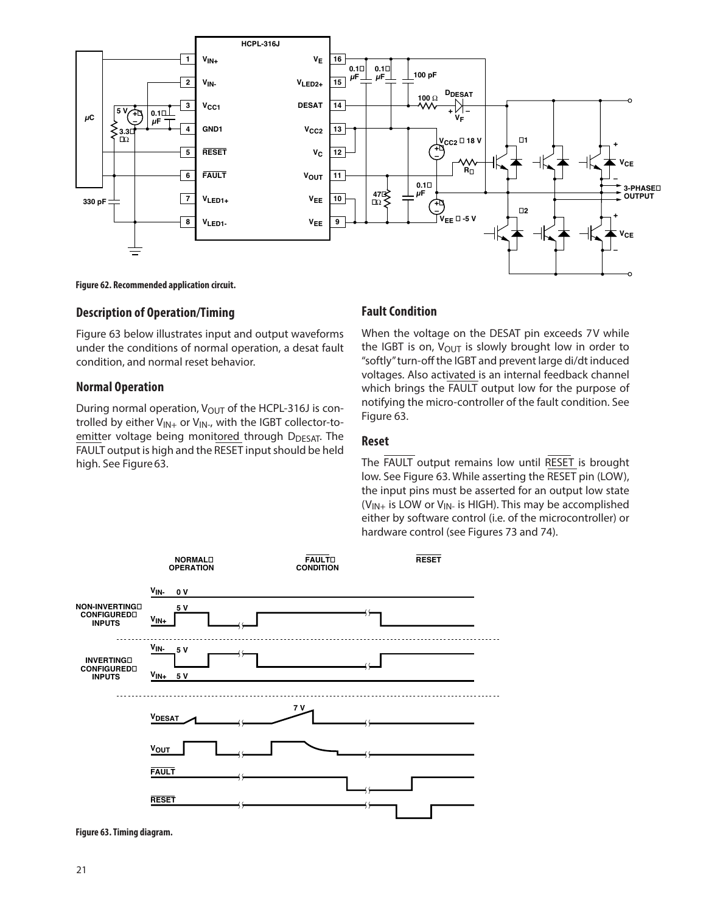Figure 62. Recommended application circuit.

## Description of Operation/Timing

Figure 63 below illustrates input and output waveforms under the conditions of normal operation, a desat fault condition, and normal reset behavior.

## Normal Operation

During normal operation, $V_{OUT}$ of the HCPL-316J is controlled by either $V_{IN+}$ or $V_{IN-}$, with the IGBT collector-to-emitter voltage being monitored through $D_{DESAT}$. The FAULT output is high and the RESET input should be held high. See Figure 63.

## Fault Condition

When the voltage on the DESAT pin exceeds 7V while the IGBT is on, $V_{OUT}$ is slowly brought low in order to "softly" turn-off the IGBT and prevent large di/dt induced voltages. Also activated is an internal feedback channel which brings the FAULT output low for the purpose of notifying the micro-controller of the fault condition. See Figure 63.

## Reset

The FAULT output remains low until RESET is brought low. See Figure 63. While asserting the RESET pin (LOW), the input pins must be asserted for an output low state ($V_{IN+}$ is LOW or $V_{IN-}$ is HIGH). This may be accomplished either by software control (i.e. of the microcontroller) or hardware control (see Figures 73 and 74).

Figure 63. Timing diagram.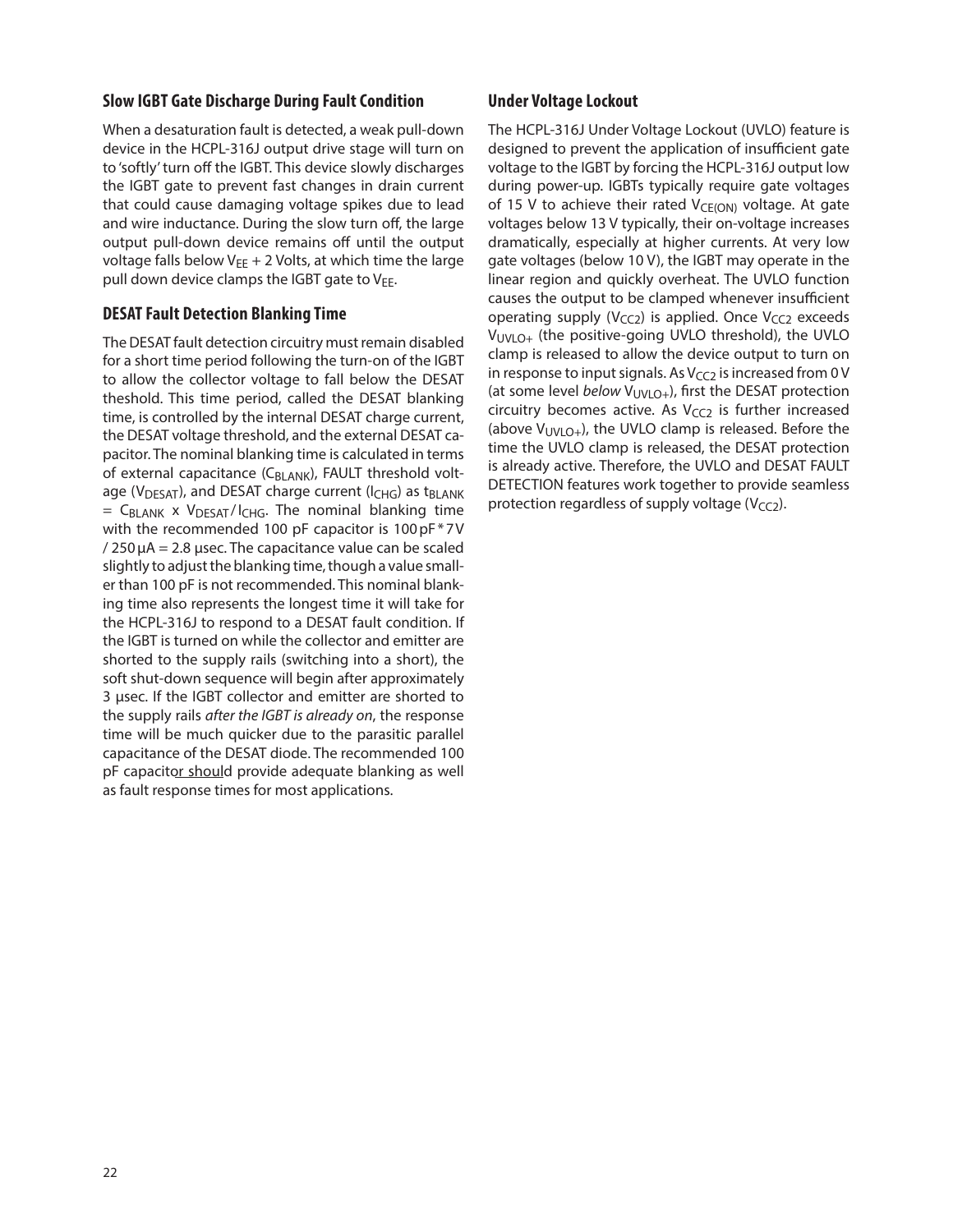### Slow IGBT Gate Discharge During Fault Condition

When a desaturation fault is detected, a weak pull-down device in the HCPL-316J output drive stage will turn on to 'softly' turn off the IGBT. This device slowly discharges the IGBT gate to prevent fast changes in drain current that could cause damaging voltage spikes due to lead and wire inductance. During the slow turn off, the large output pull-down device remains off until the output voltage falls below $V_{EE}$ + 2 Volts, at which time the large pull down device clamps the IGBT gate to $V_{EE}$.

### DESAT Fault Detection Blanking Time

The DESAT fault detection circuitry must remain disabled for a short time period following the turn-on of the IGBT to allow the collector voltage to fall below the DESAT theshold. This time period, called the DESAT blanking time, is controlled by the internal DESAT charge current, the DESAT voltage threshold, and the external DESAT capacitor. The nominal blanking time is calculated in terms of external capacitance ($C_{BLANK}$), FAULT threshold voltage ($V_{DESAT}$), and DESAT charge current ($I_{CHG}$) as $t_{BLANK} = C_{BLANK} \times V_{DESAT} / I_{CHG}$. The nominal blanking time with the recommended 100 pF capacitor is 100 pF * 7 V / 250 µA = 2.8 µsec. The capacitance value can be scaled slightly to adjust the blanking time, though a value smaller than 100 pF is not recommended. This nominal blanking time also represents the longest time it will take for the HCPL-316J to respond to a DESAT fault condition. If the IGBT is turned on while the collector and emitter are shorted to the supply rails (switching into a short), the soft shut-down sequence will begin after approximately 3 µsec. If the IGBT collector and emitter are shorted to the supply rails *after the IGBT is already on*, the response time will be much quicker due to the parasitic parallel capacitance of the DESAT diode. The recommended 100 pF capacitor should provide adequate blanking as well as fault response times for most applications.

### Under Voltage Lockout

The HCPL-316J Under Voltage Lockout (UVLO) feature is designed to prevent the application of insufficient gate voltage to the IGBT by forcing the HCPL-316J output low during power-up. IGBTs typically require gate voltages of 15 V to achieve their rated $V_{CE(ON)}$ voltage. At gate voltages below 13 V typically, their on-voltage increases dramatically, especially at higher currents. At very low gate voltages (below 10 V), the IGBT may operate in the linear region and quickly overheat. The UVLO function causes the output to be clamped whenever insufficient operating supply ($V_{CC2}$) is applied. Once $V_{CC2}$ exceeds $V_{UVLO+}$ (the positive-going UVLO threshold), the UVLO clamp is released to allow the device output to turn on in response to input signals. As $V_{CC2}$ is increased from 0 V (at some level *below* $V_{UVLO+}$), first the DESAT protection circuitry becomes active. As $V_{CC2}$ is further increased (above $V_{UVLO+}$), the UVLO clamp is released. Before the time the UVLO clamp is released, the DESAT protection is already active. Therefore, the UVLO and DESAT FAULT DETECTION features work together to provide seamless protection regardless of supply voltage ($V_{CC2}$).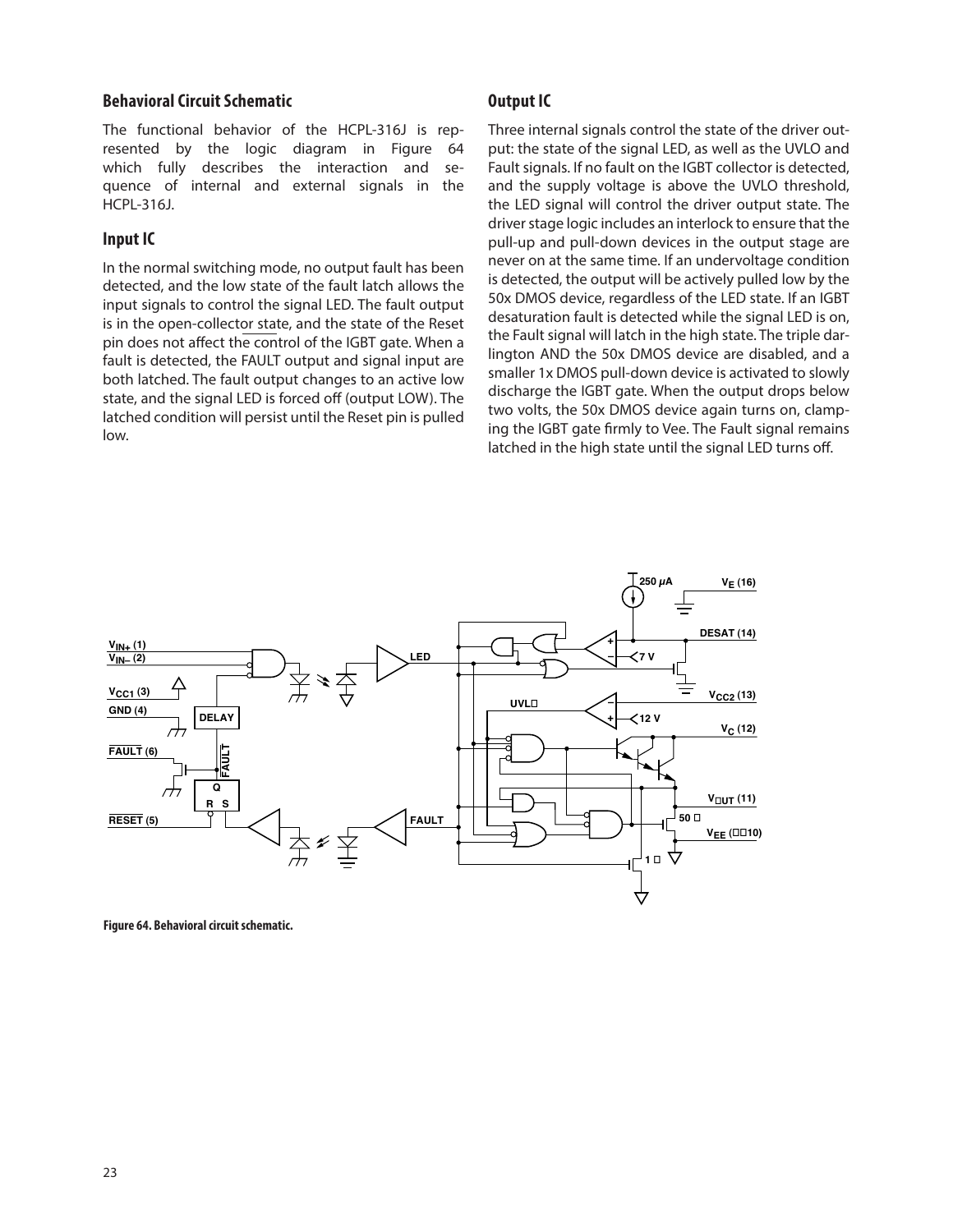## Behavioral Circuit Schematic

The functional behavior of the HCPL-316J is represented by the logic diagram in Figure 64 which fully describes the interaction and sequence of internal and external signals in the HCPL-316J.

## Input IC

In the normal switching mode, no output fault has been detected, and the low state of the fault latch allows the input signals to control the signal LED. The fault output is in the open-collector state, and the state of the Reset pin does not affect the control of the IGBT gate. When a fault is detected, the FAULT output and signal input are both latched. The fault output changes to an active low state, and the signal LED is forced off (output LOW). The latched condition will persist until the Reset pin is pulled low.

## Output IC

Three internal signals control the state of the driver output: the state of the signal LED, as well as the UVLO and Fault signals. If no fault on the IGBT collector is detected, and the supply voltage is above the UVLO threshold, the LED signal will control the driver output state. The driver stage logic includes an interlock to ensure that the pull-up and pull-down devices in the output stage are never on at the same time. If an undervoltage condition is detected, the output will be actively pulled low by the 50x DMOS device, regardless of the LED state. If an IGBT desaturation fault is detected while the signal LED is on, the Fault signal will latch in the high state. The triple darlington AND the 50x DMOS device are disabled, and a smaller 1x DMOS pull-down device is activated to slowly discharge the IGBT gate. When the output drops below two volts, the 50x DMOS device again turns on, clamping the IGBT gate firmly to Vee. The Fault signal remains latched in the high state until the signal LED turns off.

Figure 64. Behavioral circuit schematic.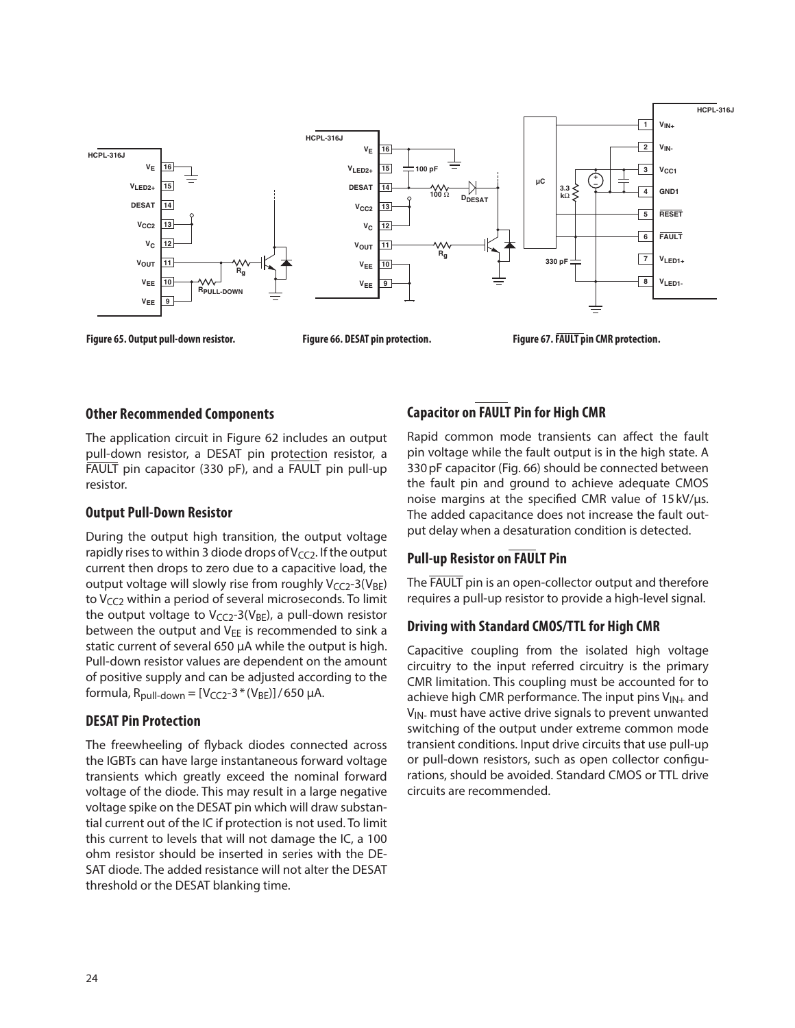HCPL-316J

$V_E$ 16
$V_{LED2+}$ 15
DESAT 14
$V_{CC2}$ 13
$V_C$ 12
$V_{OUT}$ 11
$V_{EE}$ 10
$V_{EE}$ 9
$R_g$
$R_{PULL\text{-}DOWN}$

Figure 65. Output pull-down resistor.

HCPL-316J

$V_E$ 16
$V_{LED2+}$ 15
DESAT 14
$V_{CC2}$ 13
$V_C$ 12
$V_{OUT}$ 11
$V_{EE}$ 10
$V_{EE}$ 9
100 pF
100 Ω
$D_{DESAT}$
$R_g$

Figure 66. DESAT pin protection.

HCPL-316J

μC
3.3 kΩ
330 pF
1 $V_{IN+}$
2 $V_{IN-}$
3 $V_{CC1}$
4 GND1
5 $\overline{RESET}$
6 $\overline{FAULT}$
7 $V_{LED1+}$
8 $V_{LED1-}$

Figure 67. $\overline{FAULT}$ pin CMR protection.

## Other Recommended Components

The application circuit in Figure 62 includes an output pull-down resistor, a DESAT pin protection resistor, a $\overline{FAULT}$ pin capacitor (330 pF), and a $\overline{FAULT}$ pin pull-up resistor.

## Output Pull-Down Resistor

During the output high transition, the output voltage rapidly rises to within 3 diode drops of $V_{CC2}$. If the output current then drops to zero due to a capacitive load, the output voltage will slowly rise from roughly $V_{CC2}$-3($V_{BE}$) to $V_{CC2}$ within a period of several microseconds. To limit the output voltage to $V_{CC2}$-3($V_{BE}$), a pull-down resistor between the output and $V_{EE}$ is recommended to sink a static current of several 650 μA while the output is high. Pull-down resistor values are dependent on the amount of positive supply and can be adjusted according to the formula, $R_{pull\text{-}down} = [V_{CC2} - 3 * (V_{BE})] / 650\ \mu A$.

## DESAT Pin Protection

The freewheeling of flyback diodes connected across the IGBTs can have large instantaneous forward voltage transients which greatly exceed the nominal forward voltage of the diode. This may result in a large negative voltage spike on the DESAT pin which will draw substantial current out of the IC if protection is not used. To limit this current to levels that will not damage the IC, a 100 ohm resistor should be inserted in series with the DESAT diode. The added resistance will not alter the DESAT threshold or the DESAT blanking time.

## Capacitor on $\overline{FAULT}$ Pin for High CMR

Rapid common mode transients can affect the fault pin voltage while the fault output is in the high state. A 330 pF capacitor (Fig. 66) should be connected between the fault pin and ground to achieve adequate CMOS noise margins at the specified CMR value of 15 kV/μs. The added capacitance does not increase the fault output delay when a desaturation condition is detected.

## Pull-up Resistor on $\overline{FAULT}$ Pin

The $\overline{FAULT}$ pin is an open-collector output and therefore requires a pull-up resistor to provide a high-level signal.

## Driving with Standard CMOS/TTL for High CMR

Capacitive coupling from the isolated high voltage circuitry to the input referred circuitry is the primary CMR limitation. This coupling must be accounted for to achieve high CMR performance. The input pins $V_{IN+}$ and $V_{IN-}$ must have active drive signals to prevent unwanted switching of the output under extreme common mode transient conditions. Input drive circuits that use pull-up or pull-down resistors, such as open collector configurations, should be avoided. Standard CMOS or TTL drive circuits are recommended.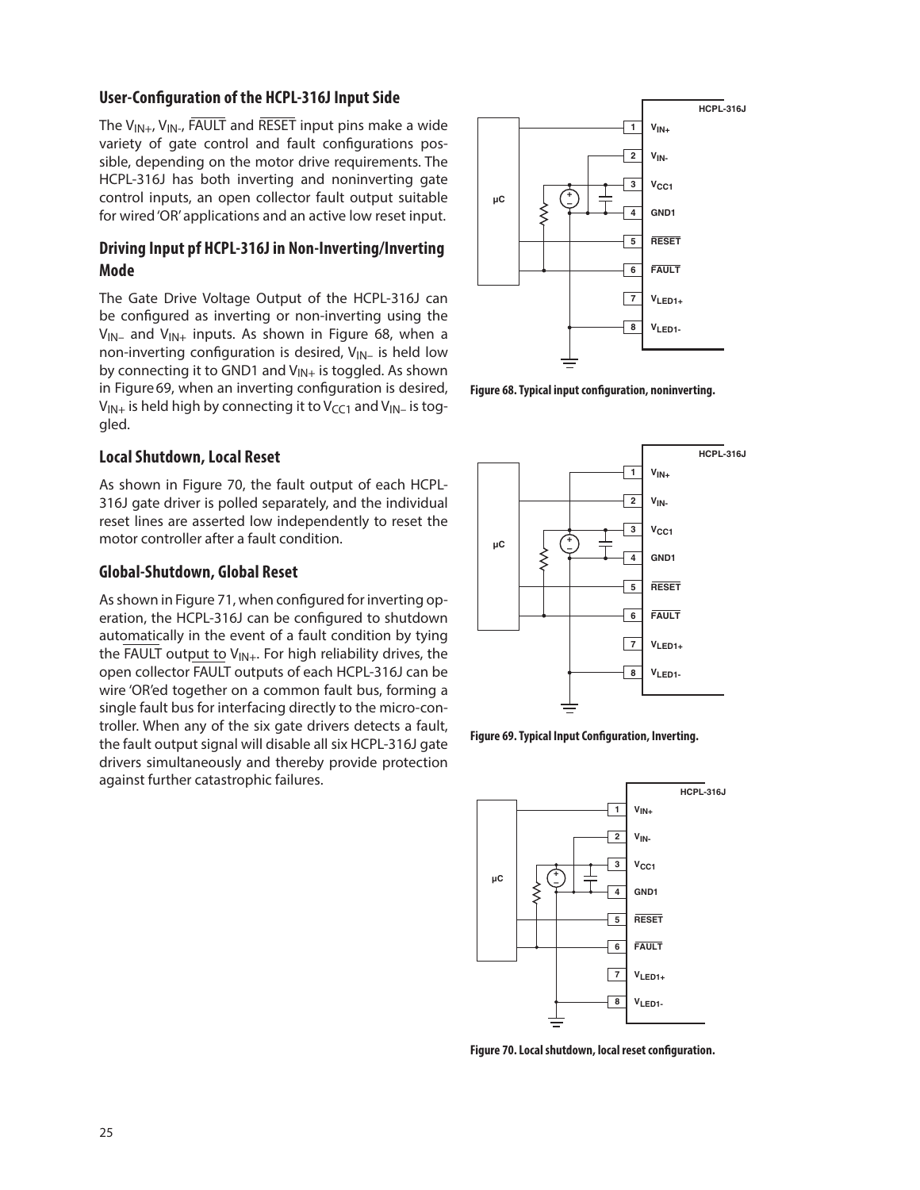## User-Configuration of the HCPL-316J Input Side

The $V_{IN+}$, $V_{IN-}$, $\overline{FAULT}$ and $\overline{RESET}$ input pins make a wide variety of gate control and fault configurations possible, depending on the motor drive requirements. The HCPL-316J has both inverting and noninverting gate control inputs, an open collector fault output suitable for wired 'OR' applications and an active low reset input.

## Driving Input pf HCPL-316J in Non-Inverting/Inverting Mode

The Gate Drive Voltage Output of the HCPL-316J can be configured as inverting or non-inverting using the $V_{IN-}$ and $V_{IN+}$ inputs. As shown in Figure 68, when a non-inverting configuration is desired, $V_{IN-}$ is held low by connecting it to GND1 and $V_{IN+}$ is toggled. As shown in Figure 69, when an inverting configuration is desired, $V_{IN+}$ is held high by connecting it to $V_{CC1}$ and $V_{IN-}$ is toggled.

## Local Shutdown, Local Reset

As shown in Figure 70, the fault output of each HCPL-316J gate driver is polled separately, and the individual reset lines are asserted low independently to reset the motor controller after a fault condition.

## Global-Shutdown, Global Reset

As shown in Figure 71, when configured for inverting operation, the HCPL-316J can be configured to shutdown automatically in the event of a fault condition by tying the $\overline{FAULT}$ output to $V_{IN+}$. For high reliability drives, the open collector $\overline{FAULT}$ outputs of each HCPL-316J can be wire 'OR'ed together on a common fault bus, forming a single fault bus for interfacing directly to the micro-controller. When any of the six gate drivers detects a fault, the fault output signal will disable all six HCPL-316J gate drivers simultaneously and thereby provide protection against further catastrophic failures.

HCPL-316J
µC
1 $V_{IN+}$
2 $V_{IN-}$
3 $V_{CC1}$
4 GND1
5 $\overline{RESET}$
6 $\overline{FAULT}$
7 $V_{LED1+}$
8 $V_{LED1-}$

Figure 68. Typical input configuration, noninverting.

HCPL-316J
µC
1 $V_{IN+}$
2 $V_{IN-}$
3 $V_{CC1}$
4 GND1
5 $\overline{RESET}$
6 $\overline{FAULT}$
7 $V_{LED1+}$
8 $V_{LED1-}$

Figure 69. Typical Input Configuration, Inverting.

HCPL-316J
µC
1 $V_{IN+}$
2 $V_{IN-}$
3 $V_{CC1}$
4 GND1
5 $\overline{RESET}$
6 $\overline{FAULT}$
7 $V_{LED1+}$
8 $V_{LED1-}$

Figure 70. Local shutdown, local reset configuration.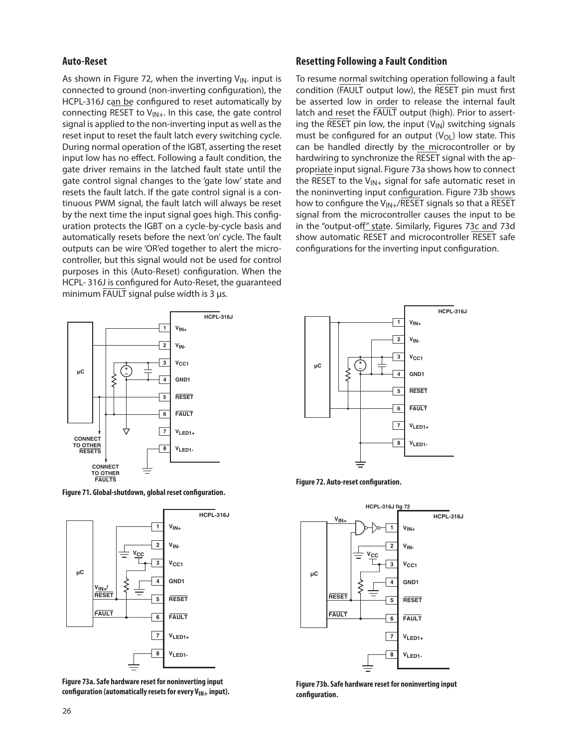## Auto-Reset

As shown in Figure 72, when the inverting $V_{IN-}$ input is connected to ground (non-inverting configuration), the HCPL-316J can be configured to reset automatically by connecting RESET to $V_{IN+}$. In this case, the gate control signal is applied to the non-inverting input as well as the reset input to reset the fault latch every switching cycle. During normal operation of the IGBT, asserting the reset input low has no effect. Following a fault condition, the gate driver remains in the latched fault state until the gate control signal changes to the 'gate low' state and resets the fault latch. If the gate control signal is a continuous PWM signal, the fault latch will always be reset by the next time the input signal goes high. This configuration protects the IGBT on a cycle-by-cycle basis and automatically resets before the next 'on' cycle. The fault outputs can be wire 'OR'ed together to alert the microcontroller, but this signal would not be used for control purposes in this (Auto-Reset) configuration. When the HCPL- 316J is configured for Auto-Reset, the guaranteed minimum FAULT signal pulse width is 3 µs.

## Resetting Following a Fault Condition

To resume normal switching operation following a fault condition (FAULT output low), the RESET pin must first be asserted low in order to release the internal fault latch and reset the FAULT output (high). Prior to asserting the RESET pin low, the input ($V_{IN}$) switching signals must be configured for an output ($V_{OL}$) low state. This can be handled directly by the microcontroller or by hardwiring to synchronize the RESET signal with the appropriate input signal. Figure 73a shows how to connect the RESET to the $V_{IN+}$ signal for safe automatic reset in the noninverting input configuration. Figure 73b shows how to configure the $V_{IN+}$/RESET signals so that a RESET signal from the microcontroller causes the input to be in the "output-off" state. Similarly, Figures 73c and 73d show automatic RESET and microcontroller RESET safe configurations for the inverting input configuration.

HCPL-316J
µC
1 $V_{IN+}$
2 $V_{IN-}$
3 $V_{CC1}$
4 GND1
5 RESET
6 FAULT
7 $V_{LED1+}$
8 $V_{LED1-}$
CONNECT TO OTHER RESETS
CONNECT TO OTHER FAULTS

**Figure 71. Global-shutdown, global reset configuration.**

HCPL-316J
µC
1 $V_{IN+}$
2 $V_{IN-}$
3 $V_{CC1}$
4 GND1
5 RESET
6 FAULT
7 $V_{LED1+}$
8 $V_{LED1-}$

**Figure 72. Auto-reset configuration.**

HCPL-316J
µC
$V_{CC}$
$V_{IN+}$/RESET
FAULT
1 $V_{IN+}$
2 $V_{IN-}$
3 $V_{CC1}$
4 GND1
5 RESET
6 FAULT
7 $V_{LED1+}$
8 $V_{LED1-}$

**Figure 73a. Safe hardware reset for noninverting input configuration (automatically resets for every $V_{IN+}$ input).**

HCPL-316J fig 72
HCPL-316J
µC
$V_{IN+}$
$V_{CC}$
RESET
FAULT
1 $V_{IN+}$
2 $V_{IN-}$
3 $V_{CC1}$
4 GND1
5 RESET
6 FAULT
7 $V_{LED1+}$
8 $V_{LED1-}$

**Figure 73b. Safe hardware reset for noninverting input configuration.**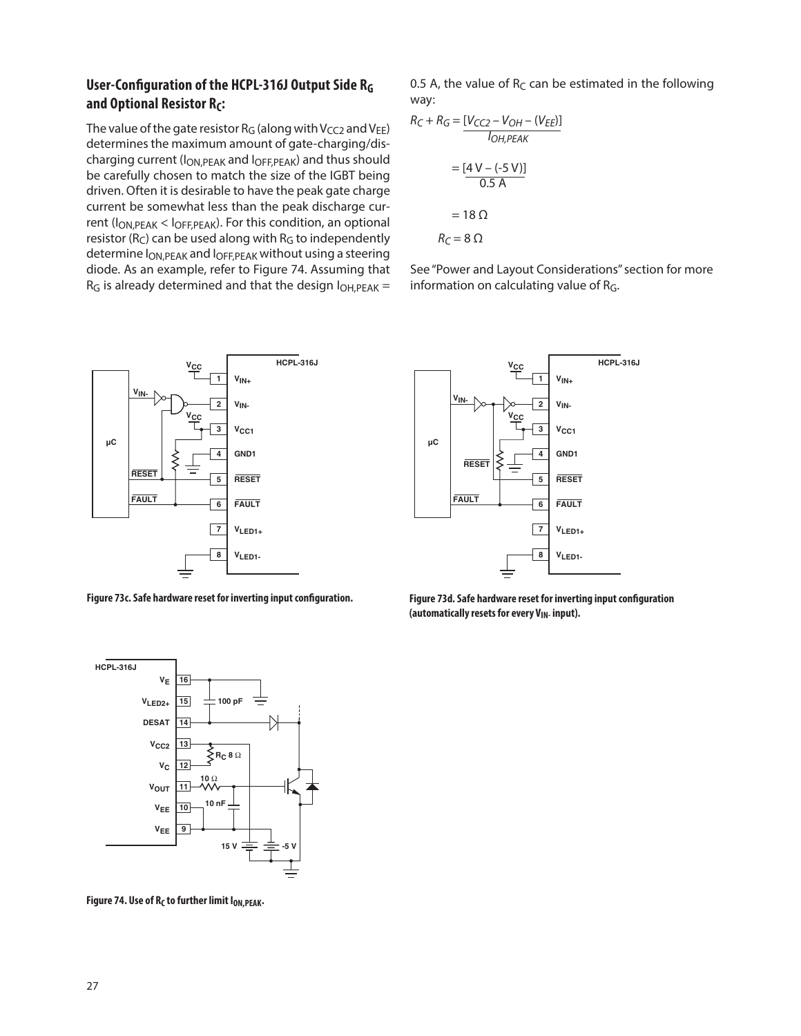### User-Configuration of the HCPL-316J Output Side $R_G$ and Optional Resistor $R_C$:

The value of the gate resistor $R_G$ (along with $V_{CC2}$ and $V_{EE}$) determines the maximum amount of gate-charging/discharging current ($I_{ON,PEAK}$ and $I_{OFF,PEAK}$) and thus should be carefully chosen to match the size of the IGBT being driven. Often it is desirable to have the peak gate charge current be somewhat less than the peak discharge current ($I_{ON,PEAK} < I_{OFF,PEAK}$). For this condition, an optional resistor ($R_C$) can be used along with $R_G$ to independently determine $I_{ON,PEAK}$ and $I_{OFF,PEAK}$ without using a steering diode. As an example, refer to Figure 74. Assuming that $R_G$ is already determined and that the design $I_{OH,PEAK}$ = 0.5 A, the value of $R_C$ can be estimated in the following way:

$$R_C + R_G = \frac{[V_{CC2} - V_{OH} - (V_{EE})]}{I_{OH,PEAK}}$$

$$= \frac{[4\ V - (-5\ V)]}{0.5\ A}$$

$$= 18\ \Omega$$

$$R_C = 8\ \Omega$$

See "Power and Layout Considerations" section for more information on calculating value of $R_G$.

Figure 73c. Safe hardware reset for inverting input configuration.

Figure 73d. Safe hardware reset for inverting input configuration (automatically resets for every $V_{IN-}$ input).

Figure 74. Use of $R_C$ to further limit $I_{ON,PEAK}$.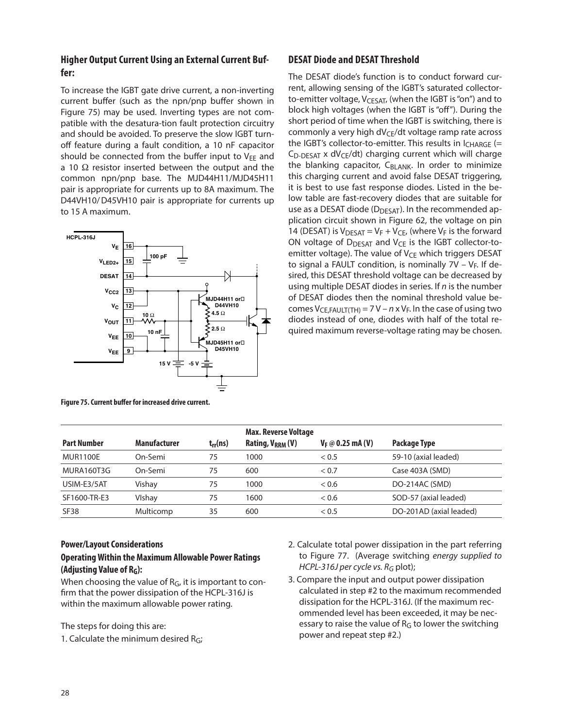### Higher Output Current Using an External Current Buffer:

To increase the IGBT gate drive current, a non-inverting current buffer (such as the npn/pnp buffer shown in Figure 75) may be used. Inverting types are not compatible with the desatura-tion fault protection circuitry and should be avoided. To preserve the slow IGBT turn-off feature during a fault condition, a 10 nF capacitor should be connected from the buffer input to $V_{EE}$ and a 10 Ω resistor inserted between the output and the common npn/pnp base. The MJD44H11/MJD45H11 pair is appropriate for currents up to 8A maximum. The D44VH10/ D45VH10 pair is appropriate for currents up to 15 A maximum.

HCPL-316J
V_E 16
V_LED2+ 15
DESAT 14
V_CC2 13
V_C 12
V_OUT 11
V_EE 10
V_EE 9
100 pF
10 Ω
10 nF
MJD44H11 or D44VH10
4.5 Ω
2.5 Ω
MJD45H11 or D45VH10
15 V
-5 V

Figure 75. Current buffer for increased drive current.

### DESAT Diode and DESAT Threshold

The DESAT diode's function is to conduct forward current, allowing sensing of the IGBT's saturated collector-to-emitter voltage, $V_{CESAT}$, (when the IGBT is "on") and to block high voltages (when the IGBT is "off"). During the short period of time when the IGBT is switching, there is commonly a very high $dV_{CE}/dt$ voltage ramp rate across the IGBT's collector-to-emitter. This results in $I_{CHARGE}$ (= $C_{D\text{-}DESAT}$ x $dV_{CE}/dt$) charging current which will charge the blanking capacitor, $C_{BLANK}$. In order to minimize this charging current and avoid false DESAT triggering, it is best to use fast response diodes. Listed in the below table are fast-recovery diodes that are suitable for use as a DESAT diode ($D_{DESAT}$). In the recommended application circuit shown in Figure 62, the voltage on pin 14 (DESAT) is $V_{DESAT} = V_F + V_{CE}$, (where $V_F$ is the forward ON voltage of $D_{DESAT}$ and $V_{CE}$ is the IGBT collector-to-emitter voltage). The value of $V_{CE}$ which triggers DESAT to signal a FAULT condition, is nominally 7V – $V_F$. If desired, this DESAT threshold voltage can be decreased by using multiple DESAT diodes in series. If *n* is the number of DESAT diodes then the nominal threshold value becomes $V_{CE,FAULT(TH)} = 7\text{ V} - n \times V_F$. In the case of using two diodes instead of one, diodes with half of the total required maximum reverse-voltage rating may be chosen.

| Part Number | Manufacturer | $t_{rr}$(ns) | Max. Reverse Voltage Rating, $V_{RRM}$ (V) | $V_F$ @ 0.25 mA (V) | Package Type |
|---|---|---|---|---|---|
| MUR1100E | On-Semi | 75 | 1000 | < 0.5 | 59-10 (axial leaded) |
| MURA160T3G | On-Semi | 75 | 600 | < 0.7 | Case 403A (SMD) |
| USIM-E3/5AT | Vishay | 75 | 1000 | < 0.6 | DO-214AC (SMD) |
| SF1600-TR-E3 | VIshay | 75 | 1600 | < 0.6 | SOD-57 (axial leaded) |
| SF38 | Multicomp | 35 | 600 | < 0.5 | DO-201AD (axial leaded) |

### Power/Layout Considerations

### Operating Within the Maximum Allowable Power Ratings (Adjusting Value of $R_G$):

When choosing the value of $R_G$, it is important to confirm that the power dissipation of the HCPL-316J is within the maximum allowable power rating.

The steps for doing this are:

1. Calculate the minimum desired $R_G$;
2. Calculate total power dissipation in the part referring to Figure 77. (Average switching *energy supplied to HCPL-316J per cycle vs. $R_G$* plot);
3. Compare the input and output power dissipation calculated in step #2 to the maximum recommended dissipation for the HCPL-316J. (If the maximum recommended level has been exceeded, it may be necessary to raise the value of $R_G$ to lower the switching power and repeat step #2.)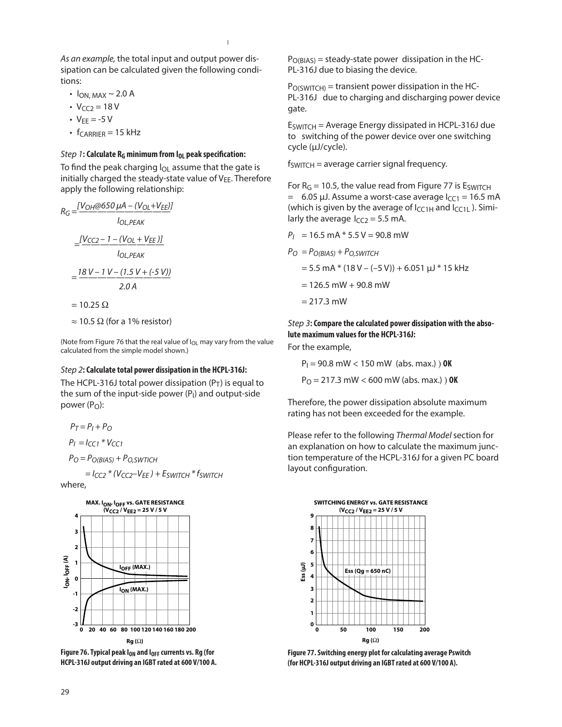*As an example,* the total input and output power dissipation can be calculated given the following conditions:

- $I_{ON, MAX} \sim 2.0$ A
- $V_{CC2} = 18$ V
- $V_{EE} = -5$ V
- $f_{CARRIER} = 15$ kHz

*Step 1*: **Calculate $R_G$ minimum from $I_{OL}$ peak specification:**

To find the peak charging $I_{OL}$ assume that the gate is initially charged the steady-state value of $V_{EE}$. Therefore apply the following relationship:

$$R_G = \frac{[V_{OH}@650\,\mu A - (V_{OL} + V_{EE})]}{I_{OL,PEAK}}$$

$$= \frac{[V_{CC2} - 1 - (V_{OL} + V_{EE})]}{I_{OL,PEAK}}$$

$$= \frac{18\,V - 1\,V - (1.5\,V + (-5\,V))}{2.0\,A}$$

$$= 10.25\ \Omega$$

$$\approx 10.5\ \Omega \text{ (for a 1\% resistor)}$$

(Note from Figure 76 that the real value of $I_{OL}$ may vary from the value calculated from the simple model shown.)

*Step 2*: **Calculate total power dissipation in the HCPL-316J:**

The HCPL-316J total power dissipation ($P_T$) is equal to the sum of the input-side power ($P_I$) and output-side power ($P_O$):

$$P_T = P_I + P_O$$

$$P_I = I_{CC1} * V_{CC1}$$

$$P_O = P_{O(BIAS)} + P_{O,SWTICH}$$

$$= I_{CC2} * (V_{CC2} - V_{EE}) + E_{SWITCH} * f_{SWITCH}$$

where,

MAX. $I_{ON}$, $I_{OFF}$ vs. GATE RESISTANCE
($V_{CC2}$ / $V_{EE2}$ = 25 V / 5 V)

$I_{ON}$, $I_{OFF}$ (A)

4
3
2
1
0
-1
-2
-3

0 20 40 60 80 100 120 140 160 180 200

Rg (Ω)

$I_{OFF}$ (MAX.)

$I_{ON}$ (MAX.)

**Figure 76. Typical peak $I_{ON}$ and $I_{OFF}$ currents vs. Rg (for HCPL-316J output driving an IGBT rated at 600 V/100 A.**

$P_{O(BIAS)}$ = steady-state power dissipation in the HCPL-316J due to biasing the device.

$P_{O(SWITCH)}$ = transient power dissipation in the HCPL-316J due to charging and discharging power device gate.

$E_{SWITCH}$ = Average Energy dissipated in HCPL-316J due to switching of the power device over one switching cycle (μJ/cycle).

$f_{SWITCH}$ = average carrier signal frequency.

For $R_G$ = 10.5, the value read from Figure 77 is $E_{SWITCH}$ = 6.05 μJ. Assume a worst-case average $I_{CC1}$ = 16.5 mA (which is given by the average of $I_{CC1H}$ and $I_{CC1L}$). Similarly the average $I_{CC2}$ = 5.5 mA.

$$P_I = 16.5\text{ mA} * 5.5\text{ V} = 90.8\text{ mW}$$

$$P_O = P_{O(BIAS)} + P_{O,SWITCH}$$

$$= 5.5\text{ mA} * (18\text{ V} - (-5\text{ V})) + 6.051\ \mu\text{J} * 15\text{ kHz}$$

$$= 126.5\text{ mW} + 90.8\text{ mW}$$

$$= 217.3\text{ mW}$$

*Step 3*: **Compare the calculated power dissipation with the absolute maximum values for the HCPL-316J:**

For the example,

$P_I$ = 90.8 mW < 150 mW (abs. max.) ) **OK**

$P_O$ = 217.3 mW < 600 mW (abs. max.) ) **OK**

Therefore, the power dissipation absolute maximum rating has not been exceeded for the example.

Please refer to the following *Thermal Model* section for an explanation on how to calculate the maximum junction temperature of the HCPL-316J for a given PC board layout configuration.

SWITCHING ENERGY vs. GATE RESISTANCE
($V_{CC2}$ / $V_{EE2}$ = 25 V / 5 V)

Ess (μJ)

9
8
7
6
5
4
3
2
1
0

0 50 100 150 200

Rg (Ω)

Ess (Qg = 650 nC)

**Figure 77. Switching energy plot for calculating average Pswitch (for HCPL-316J output driving an IGBT rated at 600 V/100 A).**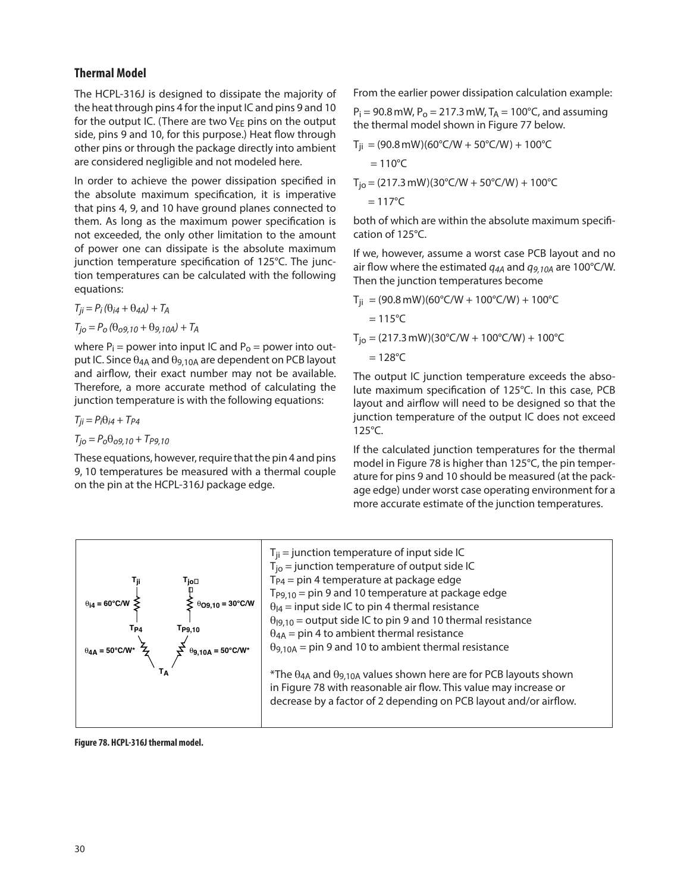## Thermal Model

The HCPL-316J is designed to dissipate the majority of the heat through pins 4 for the input IC and pins 9 and 10 for the output IC. (There are two $V_{EE}$ pins on the output side, pins 9 and 10, for this purpose.) Heat flow through other pins or through the package directly into ambient are considered negligible and not modeled here.

In order to achieve the power dissipation specified in the absolute maximum specification, it is imperative that pins 4, 9, and 10 have ground planes connected to them. As long as the maximum power specification is not exceeded, the only other limitation to the amount of power one can dissipate is the absolute maximum junction temperature specification of 125°C. The junction temperatures can be calculated with the following equations:

$T_{ji} = P_i (\theta_{i4} + \theta_{4A}) + T_A$

$T_{jo} = P_o (\theta_{o9,10} + \theta_{9,10A}) + T_A$

where $P_i$ = power into input IC and $P_o$ = power into output IC. Since $\theta_{4A}$ and $\theta_{9,10A}$ are dependent on PCB layout and airflow, their exact number may not be available. Therefore, a more accurate method of calculating the junction temperature is with the following equations:

$T_{ji} = P_i\theta_{i4} + T_{P4}$

$T_{jo} = P_o\theta_{o9,10} + T_{P9,10}$

These equations, however, require that the pin 4 and pins 9, 10 temperatures be measured with a thermal couple on the pin at the HCPL-316J package edge.

From the earlier power dissipation calculation example:

$P_i$ = 90.8 mW, $P_o$ = 217.3 mW, $T_A$ = 100°C, and assuming the thermal model shown in Figure 77 below.

$T_{ji}$ = (90.8 mW)(60°C/W + 50°C/W) + 100°C

= 110°C

$T_{jo}$ = (217.3 mW)(30°C/W + 50°C/W) + 100°C

= 117°C

both of which are within the absolute maximum specification of 125°C.

If we, however, assume a worst case PCB layout and no air flow where the estimated $q_{4A}$ and $q_{9,10A}$ are 100°C/W. Then the junction temperatures become

$T_{ji}$ = (90.8 mW)(60°C/W + 100°C/W) + 100°C

= 115°C

$T_{jo}$ = (217.3 mW)(30°C/W + 100°C/W) + 100°C

= 128°C

The output IC junction temperature exceeds the absolute maximum specification of 125°C. In this case, PCB layout and airflow will need to be designed so that the junction temperature of the output IC does not exceed 125°C.

If the calculated junction temperatures for the thermal model in Figure 78 is higher than 125°C, the pin temperature for pins 9 and 10 should be measured (at the package edge) under worst case operating environment for a more accurate estimate of the junction temperatures.

$T_{ji}$

$T_{jo}$

$\theta_{i4}$ = 60°C/W

$\theta_{O9,10}$ = 30°C/W

$T_{P4}$

$T_{P9,10}$

$\theta_{4A}$ = 50°C/W*

$\theta_{9,10A}$ = 50°C/W*

$T_A$

$T_{ji}$ = junction temperature of input side IC
$T_{jo}$ = junction temperature of output side IC
$T_{P4}$ = pin 4 temperature at package edge
$T_{P9,10}$ = pin 9 and 10 temperature at package edge
$\theta_{I4}$ = input side IC to pin 4 thermal resistance
$\theta_{I9,10}$ = output side IC to pin 9 and 10 thermal resistance
$\theta_{4A}$ = pin 4 to ambient thermal resistance
$\theta_{9,10A}$ = pin 9 and 10 to ambient thermal resistance

*The $\theta_{4A}$ and $\theta_{9,10A}$ values shown here are for PCB layouts shown in Figure 78 with reasonable air flow. This value may increase or decrease by a factor of 2 depending on PCB layout and/or airflow.

**Figure 78. HCPL-316J thermal model.**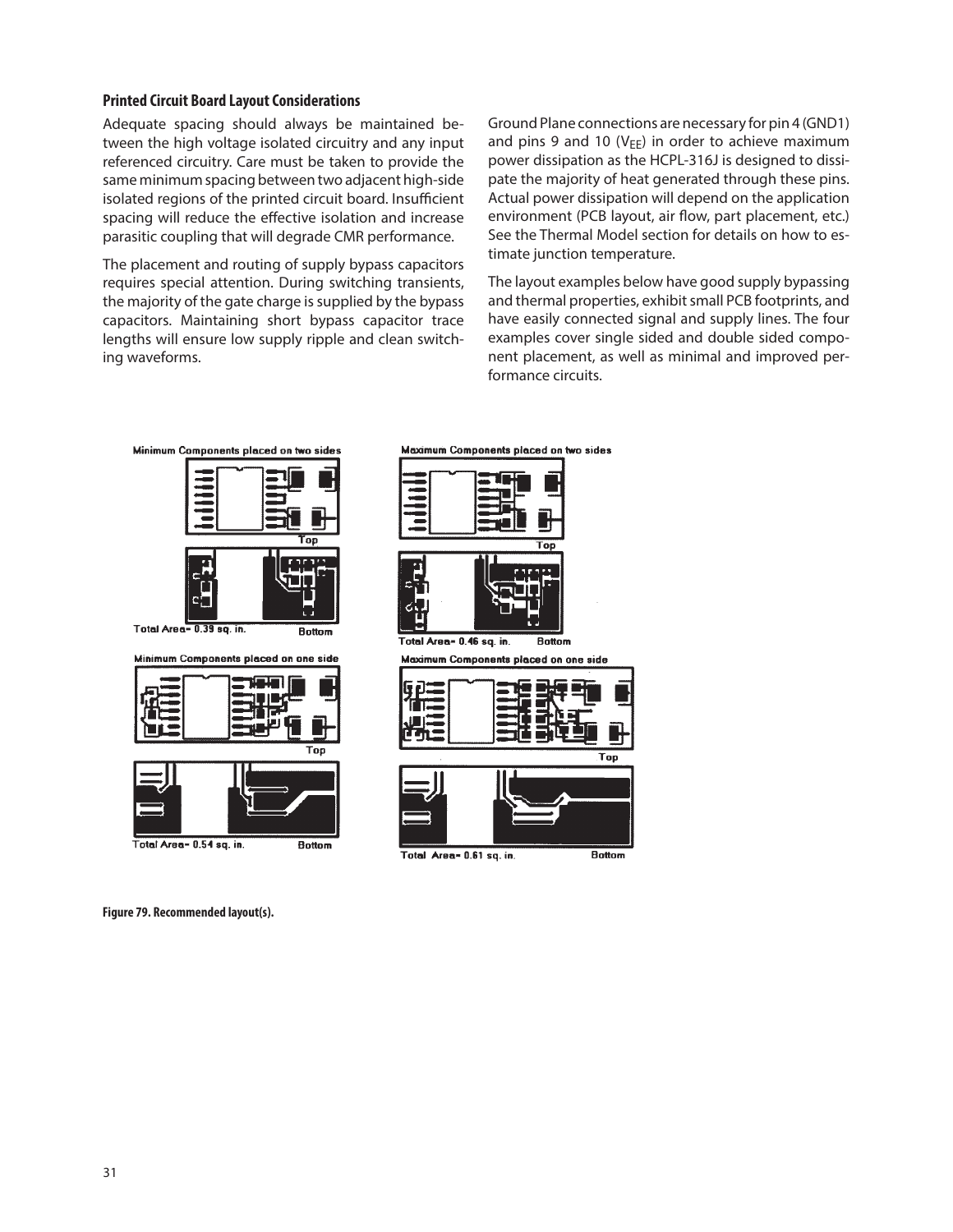### Printed Circuit Board Layout Considerations

Adequate spacing should always be maintained between the high voltage isolated circuitry and any input referenced circuitry. Care must be taken to provide the same minimum spacing between two adjacent high-side isolated regions of the printed circuit board. Insufficient spacing will reduce the effective isolation and increase parasitic coupling that will degrade CMR performance.

The placement and routing of supply bypass capacitors requires special attention. During switching transients, the majority of the gate charge is supplied by the bypass capacitors. Maintaining short bypass capacitor trace lengths will ensure low supply ripple and clean switching waveforms.

Ground Plane connections are necessary for pin 4 (GND1) and pins 9 and 10 ($V_{EE}$) in order to achieve maximum power dissipation as the HCPL-316J is designed to dissipate the majority of heat generated through these pins. Actual power dissipation will depend on the application environment (PCB layout, air flow, part placement, etc.) See the Thermal Model section for details on how to estimate junction temperature.

The layout examples below have good supply bypassing and thermal properties, exhibit small PCB footprints, and have easily connected signal and supply lines. The four examples cover single sided and double sided component placement, as well as minimal and improved performance circuits.

Minimum Components placed on two sides

Top

Bottom

Total Area= 0.39 sq. in.

Maximum Components placed on two sides

Top

Bottom

Total Area= 0.46 sq. in.

Minimum Components placed on one side

Top

Bottom

Total Area= 0.54 sq. in.

Maximum Components placed on one side

Top

Bottom

Total Area= 0.61 sq. in.

**Figure 79. Recommended layout(s).**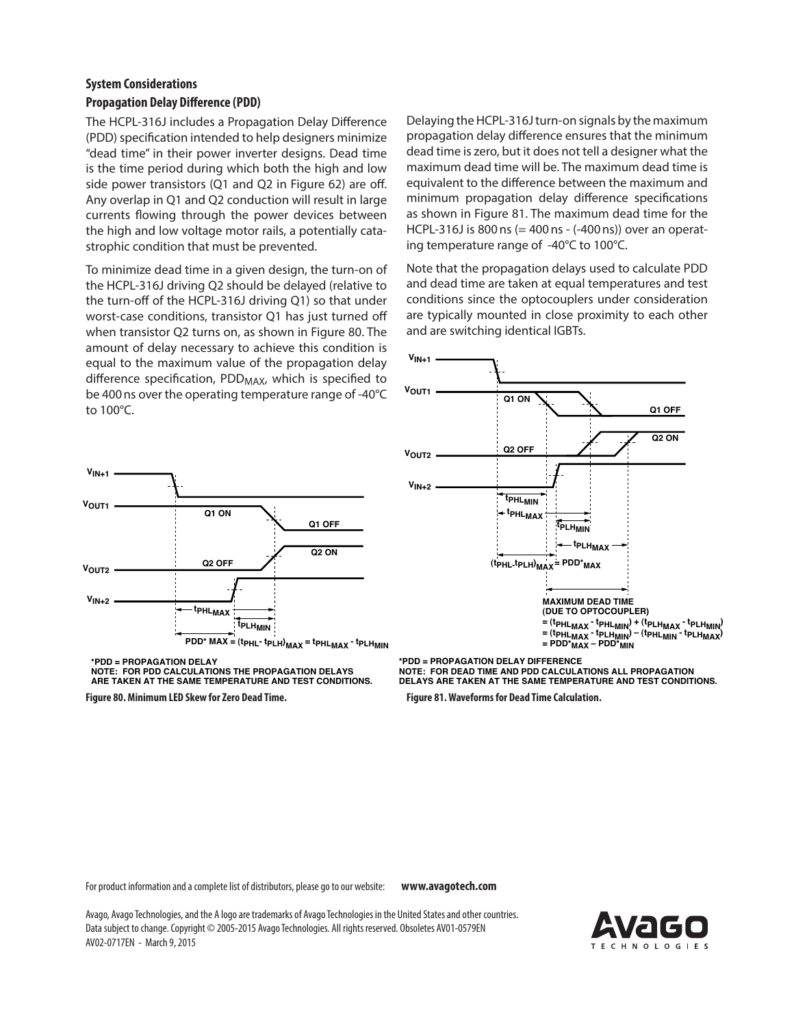### System Considerations

### Propagation Delay Difference (PDD)

The HCPL-316J includes a Propagation Delay Difference (PDD) specification intended to help designers minimize "dead time" in their power inverter designs. Dead time is the time period during which both the high and low side power transistors (Q1 and Q2 in Figure 62) are off. Any overlap in Q1 and Q2 conduction will result in large currents flowing through the power devices between the high and low voltage motor rails, a potentially catastrophic condition that must be prevented.

To minimize dead time in a given design, the turn-on of the HCPL-316J driving Q2 should be delayed (relative to the turn-off of the HCPL-316J driving Q1) so that under worst-case conditions, transistor Q1 has just turned off when transistor Q2 turns on, as shown in Figure 80. The amount of delay necessary to achieve this condition is equal to the maximum value of the propagation delay difference specification, $PDD_{MAX}$, which is specified to be 400 ns over the operating temperature range of -40°C to 100°C.

Delaying the HCPL-316J turn-on signals by the maximum propagation delay difference ensures that the minimum dead time is zero, but it does not tell a designer what the maximum dead time will be. The maximum dead time is equivalent to the difference between the maximum and minimum propagation delay difference specifications as shown in Figure 81. The maximum dead time for the HCPL-316J is 800 ns (= 400 ns - (-400 ns)) over an operating temperature range of -40°C to 100°C.

Note that the propagation delays used to calculate PDD and dead time are taken at equal temperatures and test conditions since the optocouplers under consideration are typically mounted in close proximity to each other and are switching identical IGBTs.

$V_{IN+1}$
$V_{OUT1}$
Q1 ON
Q1 OFF
Q2 ON
$V_{OUT2}$
Q2 OFF
$V_{IN+2}$
$t_{PHLMAX}$
$t_{PLHMIN}$
PDD* MAX = $(t_{PHL} - t_{PLH})_{MAX} = t_{PHLMAX} - t_{PLHMIN}$

*PDD = PROPAGATION DELAY
NOTE: FOR PDD CALCULATIONS THE PROPAGATION DELAYS ARE TAKEN AT THE SAME TEMPERATURE AND TEST CONDITIONS.

Figure 80. Minimum LED Skew for Zero Dead Time.

$V_{IN+1}$
$V_{OUT1}$
Q1 ON
Q1 OFF
Q2 ON
$V_{OUT2}$
Q2 OFF
$V_{IN+2}$
$t_{PHLMIN}$
$t_{PHLMAX}$
$t_{PLHMIN}$
$t_{PLHMAX}$
$(t_{PHL} - t_{PLH})_{MAX} = PDD^*_{MAX}$
MAXIMUM DEAD TIME
(DUE TO OPTOCOUPLER)
$= (t_{PHLMAX} - t_{PHLMIN}) + (t_{PLHMAX} - t_{PLHMIN})$
$= (t_{PHLMAX} - t_{PLHMIN}) - (t_{PHLMIN} - t_{PLHMAX})$
$= PDD^*_{MAX} - PDD^*_{MIN}$

*PDD = PROPAGATION DELAY DIFFERENCE
NOTE: FOR DEAD TIME AND PDD CALCULATIONS ALL PROPAGATION DELAYS ARE TAKEN AT THE SAME TEMPERATURE AND TEST CONDITIONS.

Figure 81. Waveforms for Dead Time Calculation.

For product information and a complete list of distributors, please go to our website: **www.avagotech.com**

Avago, Avago Technologies, and the A logo are trademarks of Avago Technologies in the United States and other countries.
Data subject to change. Copyright © 2005-2015 Avago Technologies. All rights reserved. Obsoletes AV01-0579EN
AV02-0717EN - March 9, 2015